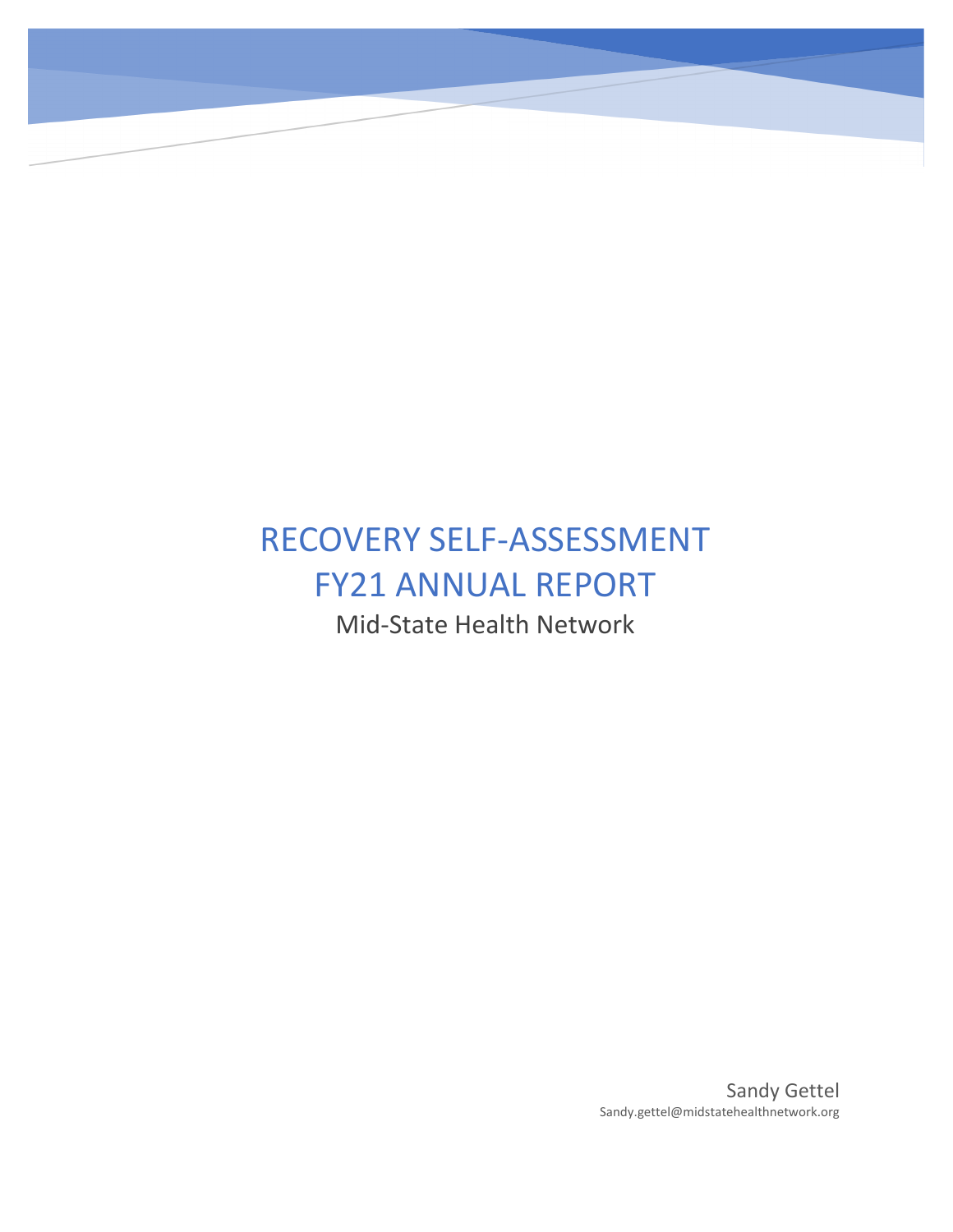# RECOVERY SELF-ASSESSMENT
# FY21 ANNUAL REPORT

Mid-State Health Network

Sandy Gettel
Sandy.gettel@midstatehealthnetwork.org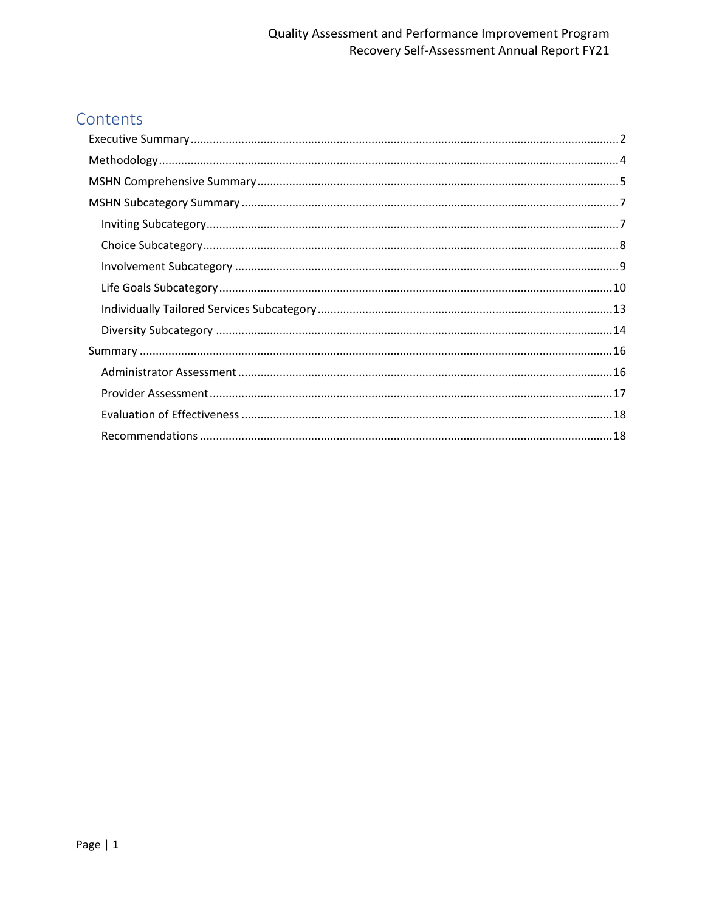# Contents

- Executive Summary ........ 2
- Methodology ........ 4
- MSHN Comprehensive Summary ........ 5
- MSHN Subcategory Summary ........ 7
  - Inviting Subcategory ........ 7
  - Choice Subcategory ........ 8
  - Involvement Subcategory ........ 9
  - Life Goals Subcategory ........ 10
  - Individually Tailored Services Subcategory ........ 13
  - Diversity Subcategory ........ 14
- Summary ........ 16
  - Administrator Assessment ........ 16
  - Provider Assessment ........ 17
  - Evaluation of Effectiveness ........ 18
  - Recommendations ........ 18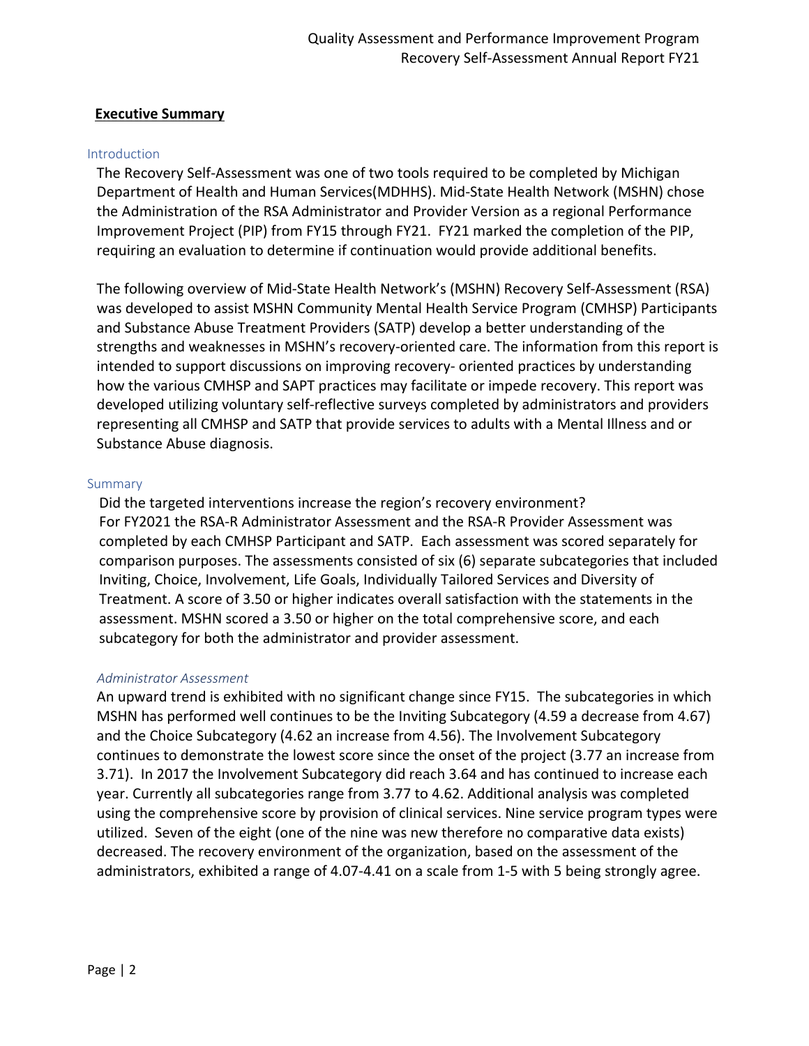## Executive Summary

### Introduction

The Recovery Self-Assessment was one of two tools required to be completed by Michigan Department of Health and Human Services(MDHHS). Mid-State Health Network (MSHN) chose the Administration of the RSA Administrator and Provider Version as a regional Performance Improvement Project (PIP) from FY15 through FY21. FY21 marked the completion of the PIP, requiring an evaluation to determine if continuation would provide additional benefits.

The following overview of Mid-State Health Network's (MSHN) Recovery Self-Assessment (RSA) was developed to assist MSHN Community Mental Health Service Program (CMHSP) Participants and Substance Abuse Treatment Providers (SATP) develop a better understanding of the strengths and weaknesses in MSHN's recovery-oriented care. The information from this report is intended to support discussions on improving recovery- oriented practices by understanding how the various CMHSP and SAPT practices may facilitate or impede recovery. This report was developed utilizing voluntary self-reflective surveys completed by administrators and providers representing all CMHSP and SATP that provide services to adults with a Mental Illness and or Substance Abuse diagnosis.

### Summary

Did the targeted interventions increase the region's recovery environment?
For FY2021 the RSA-R Administrator Assessment and the RSA-R Provider Assessment was completed by each CMHSP Participant and SATP. Each assessment was scored separately for comparison purposes. The assessments consisted of six (6) separate subcategories that included Inviting, Choice, Involvement, Life Goals, Individually Tailored Services and Diversity of Treatment. A score of 3.50 or higher indicates overall satisfaction with the statements in the assessment. MSHN scored a 3.50 or higher on the total comprehensive score, and each subcategory for both the administrator and provider assessment.

#### *Administrator Assessment*

An upward trend is exhibited with no significant change since FY15. The subcategories in which MSHN has performed well continues to be the Inviting Subcategory (4.59 a decrease from 4.67) and the Choice Subcategory (4.62 an increase from 4.56). The Involvement Subcategory continues to demonstrate the lowest score since the onset of the project (3.77 an increase from 3.71). In 2017 the Involvement Subcategory did reach 3.64 and has continued to increase each year. Currently all subcategories range from 3.77 to 4.62. Additional analysis was completed using the comprehensive score by provision of clinical services. Nine service program types were utilized. Seven of the eight (one of the nine was new therefore no comparative data exists) decreased. The recovery environment of the organization, based on the assessment of the administrators, exhibited a range of 4.07-4.41 on a scale from 1-5 with 5 being strongly agree.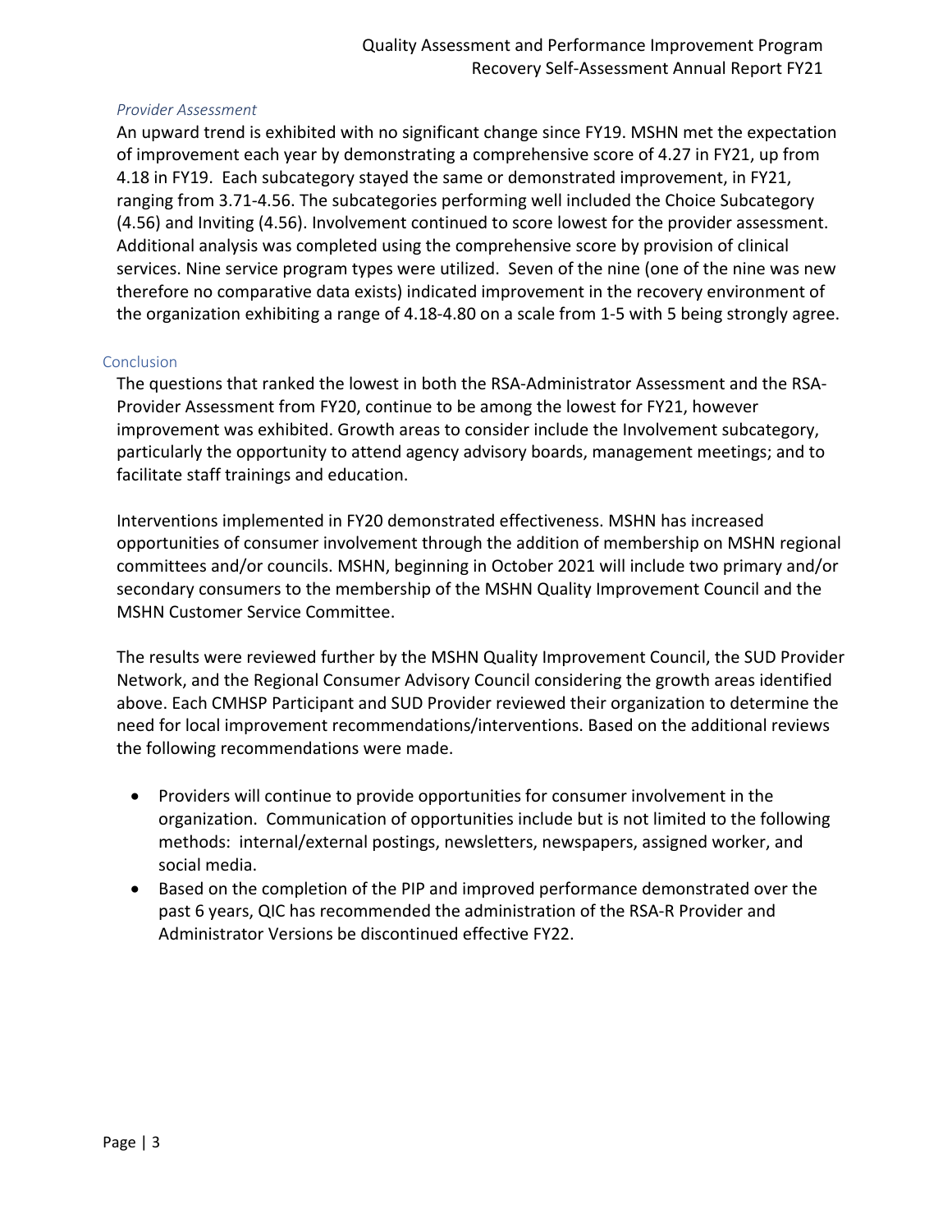*Provider Assessment*

An upward trend is exhibited with no significant change since FY19. MSHN met the expectation of improvement each year by demonstrating a comprehensive score of 4.27 in FY21, up from 4.18 in FY19. Each subcategory stayed the same or demonstrated improvement, in FY21, ranging from 3.71-4.56. The subcategories performing well included the Choice Subcategory (4.56) and Inviting (4.56). Involvement continued to score lowest for the provider assessment. Additional analysis was completed using the comprehensive score by provision of clinical services. Nine service program types were utilized. Seven of the nine (one of the nine was new therefore no comparative data exists) indicated improvement in the recovery environment of the organization exhibiting a range of 4.18-4.80 on a scale from 1-5 with 5 being strongly agree.

## Conclusion

The questions that ranked the lowest in both the RSA-Administrator Assessment and the RSA-Provider Assessment from FY20, continue to be among the lowest for FY21, however improvement was exhibited. Growth areas to consider include the Involvement subcategory, particularly the opportunity to attend agency advisory boards, management meetings; and to facilitate staff trainings and education.

Interventions implemented in FY20 demonstrated effectiveness. MSHN has increased opportunities of consumer involvement through the addition of membership on MSHN regional committees and/or councils. MSHN, beginning in October 2021 will include two primary and/or secondary consumers to the membership of the MSHN Quality Improvement Council and the MSHN Customer Service Committee.

The results were reviewed further by the MSHN Quality Improvement Council, the SUD Provider Network, and the Regional Consumer Advisory Council considering the growth areas identified above. Each CMHSP Participant and SUD Provider reviewed their organization to determine the need for local improvement recommendations/interventions. Based on the additional reviews the following recommendations were made.

- Providers will continue to provide opportunities for consumer involvement in the organization. Communication of opportunities include but is not limited to the following methods: internal/external postings, newsletters, newspapers, assigned worker, and social media.
- Based on the completion of the PIP and improved performance demonstrated over the past 6 years, QIC has recommended the administration of the RSA-R Provider and Administrator Versions be discontinued effective FY22.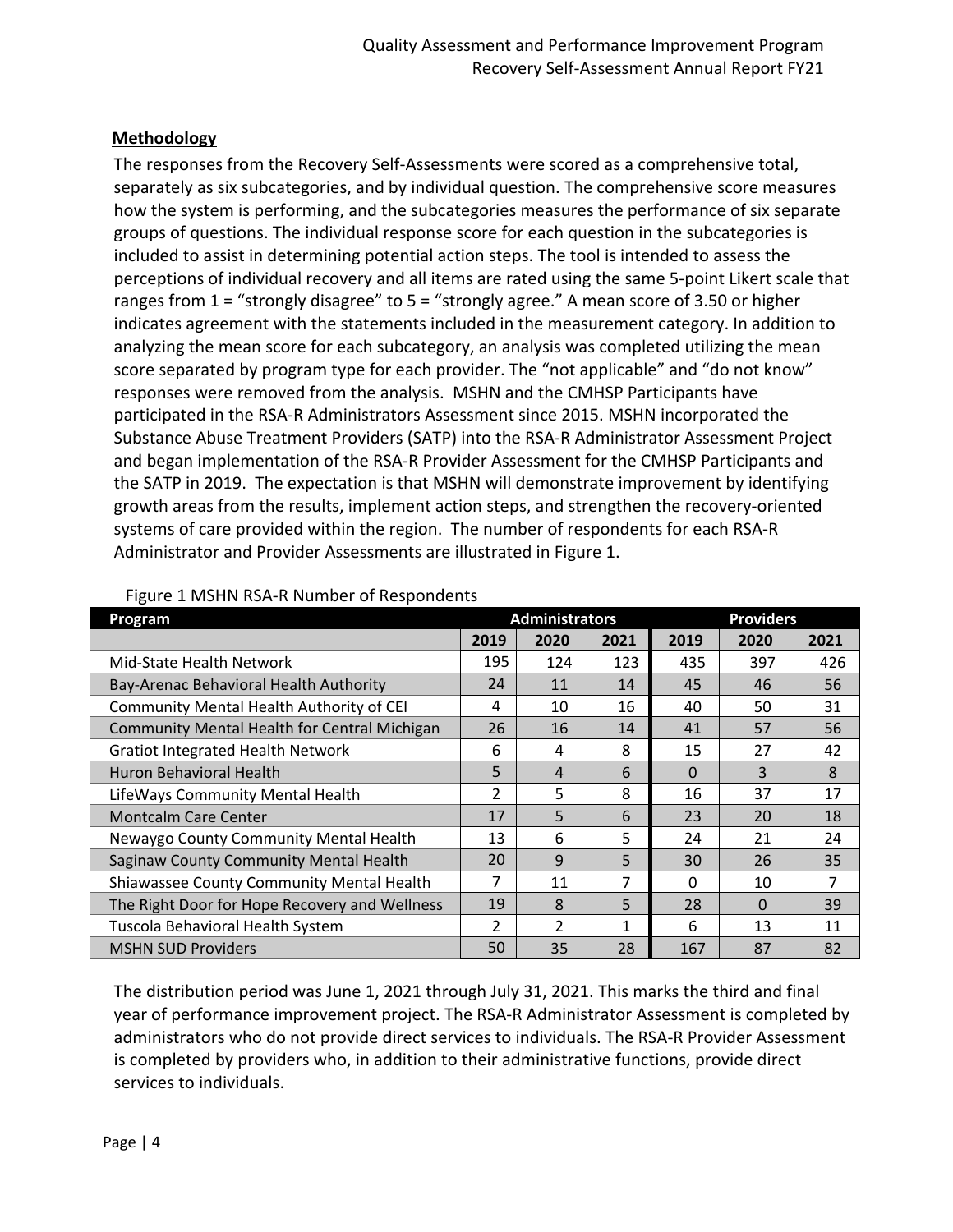## Methodology

The responses from the Recovery Self-Assessments were scored as a comprehensive total, separately as six subcategories, and by individual question. The comprehensive score measures how the system is performing, and the subcategories measures the performance of six separate groups of questions. The individual response score for each question in the subcategories is included to assist in determining potential action steps. The tool is intended to assess the perceptions of individual recovery and all items are rated using the same 5-point Likert scale that ranges from 1 = "strongly disagree" to 5 = "strongly agree." A mean score of 3.50 or higher indicates agreement with the statements included in the measurement category. In addition to analyzing the mean score for each subcategory, an analysis was completed utilizing the mean score separated by program type for each provider. The "not applicable" and "do not know" responses were removed from the analysis. MSHN and the CMHSP Participants have participated in the RSA-R Administrators Assessment since 2015. MSHN incorporated the Substance Abuse Treatment Providers (SATP) into the RSA-R Administrator Assessment Project and began implementation of the RSA-R Provider Assessment for the CMHSP Participants and the SATP in 2019. The expectation is that MSHN will demonstrate improvement by identifying growth areas from the results, implement action steps, and strengthen the recovery-oriented systems of care provided within the region. The number of respondents for each RSA-R Administrator and Provider Assessments are illustrated in Figure 1.

Figure 1 MSHN RSA-R Number of Respondents

| Program | Administrators | | | Providers | | |
|---|---|---|---|---|---|---|
| | 2019 | 2020 | 2021 | 2019 | 2020 | 2021 |
| Mid-State Health Network | 195 | 124 | 123 | 435 | 397 | 426 |
| Bay-Arenac Behavioral Health Authority | 24 | 11 | 14 | 45 | 46 | 56 |
| Community Mental Health Authority of CEI | 4 | 10 | 16 | 40 | 50 | 31 |
| Community Mental Health for Central Michigan | 26 | 16 | 14 | 41 | 57 | 56 |
| Gratiot Integrated Health Network | 6 | 4 | 8 | 15 | 27 | 42 |
| Huron Behavioral Health | 5 | 4 | 6 | 0 | 3 | 8 |
| LifeWays Community Mental Health | 2 | 5 | 8 | 16 | 37 | 17 |
| Montcalm Care Center | 17 | 5 | 6 | 23 | 20 | 18 |
| Newaygo County Community Mental Health | 13 | 6 | 5 | 24 | 21 | 24 |
| Saginaw County Community Mental Health | 20 | 9 | 5 | 30 | 26 | 35 |
| Shiawassee County Community Mental Health | 7 | 11 | 7 | 0 | 10 | 7 |
| The Right Door for Hope Recovery and Wellness | 19 | 8 | 5 | 28 | 0 | 39 |
| Tuscola Behavioral Health System | 2 | 2 | 1 | 6 | 13 | 11 |
| MSHN SUD Providers | 50 | 35 | 28 | 167 | 87 | 82 |

The distribution period was June 1, 2021 through July 31, 2021. This marks the third and final year of performance improvement project. The RSA-R Administrator Assessment is completed by administrators who do not provide direct services to individuals. The RSA-R Provider Assessment is completed by providers who, in addition to their administrative functions, provide direct services to individuals.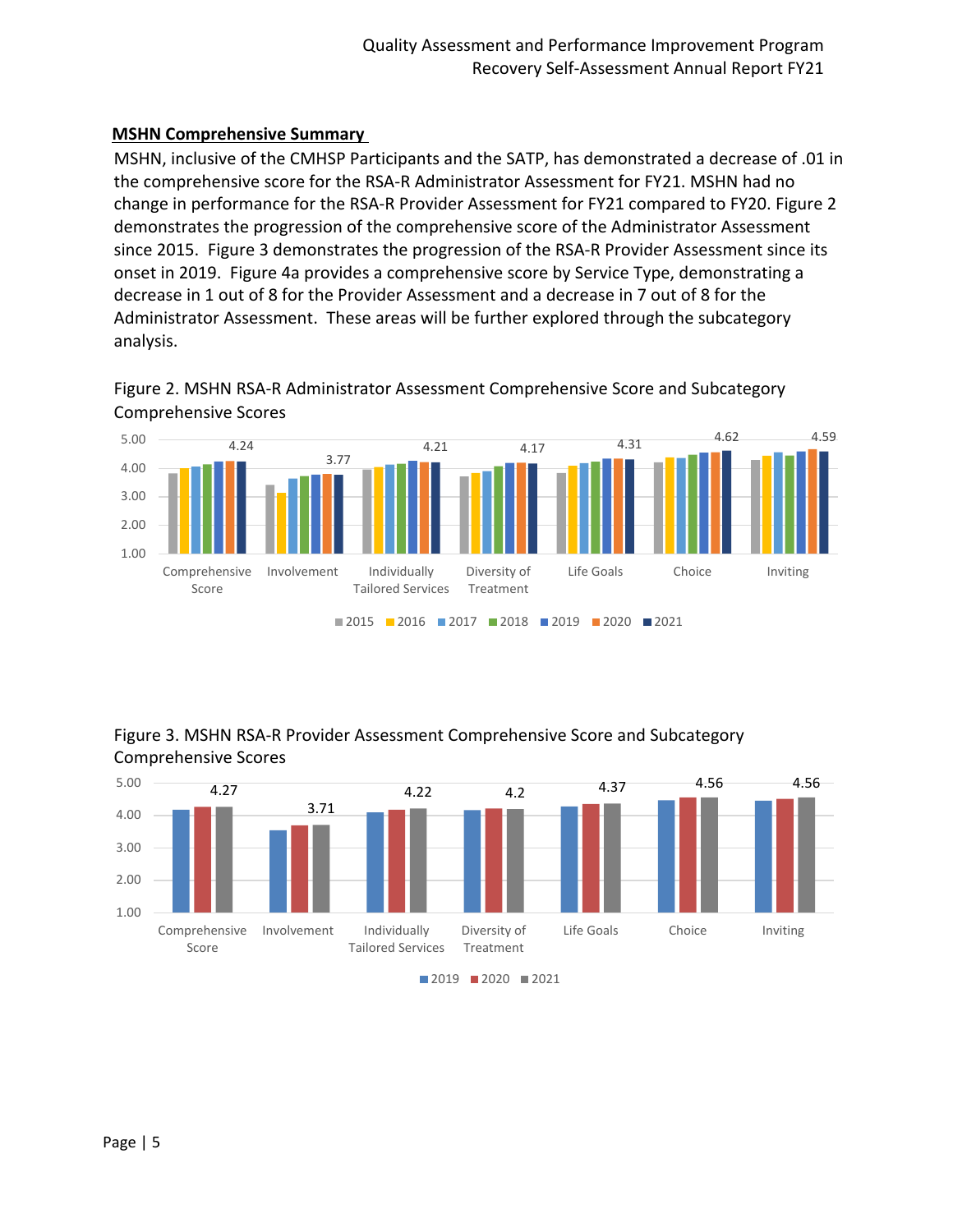## MSHN Comprehensive Summary

MSHN, inclusive of the CMHSP Participants and the SATP, has demonstrated a decrease of .01 in the comprehensive score for the RSA-R Administrator Assessment for FY21. MSHN had no change in performance for the RSA-R Provider Assessment for FY21 compared to FY20. Figure 2 demonstrates the progression of the comprehensive score of the Administrator Assessment since 2015. Figure 3 demonstrates the progression of the RSA-R Provider Assessment since its onset in 2019. Figure 4a provides a comprehensive score by Service Type, demonstrating a decrease in 1 out of 8 for the Provider Assessment and a decrease in 7 out of 8 for the Administrator Assessment. These areas will be further explored through the subcategory analysis.

Figure 2. MSHN RSA-R Administrator Assessment Comprehensive Score and Subcategory Comprehensive Scores

| | Comprehensive Score | Involvement | Individually Tailored Services | Diversity of Treatment | Life Goals | Choice | Inviting |
|---|---|---|---|---|---|---|---|
| 2021 | 4.24 | 3.77 | 4.21 | 4.17 | 4.31 | 4.62 | 4.59 |

Legend: 2015, 2016, 2017, 2018, 2019, 2020, 2021

Figure 3. MSHN RSA-R Provider Assessment Comprehensive Score and Subcategory Comprehensive Scores

| | Comprehensive Score | Involvement | Individually Tailored Services | Diversity of Treatment | Life Goals | Choice | Inviting |
|---|---|---|---|---|---|---|---|
| 2021 | 4.27 | 3.71 | 4.22 | 4.2 | 4.37 | 4.56 | 4.56 |

Legend: 2019, 2020, 2021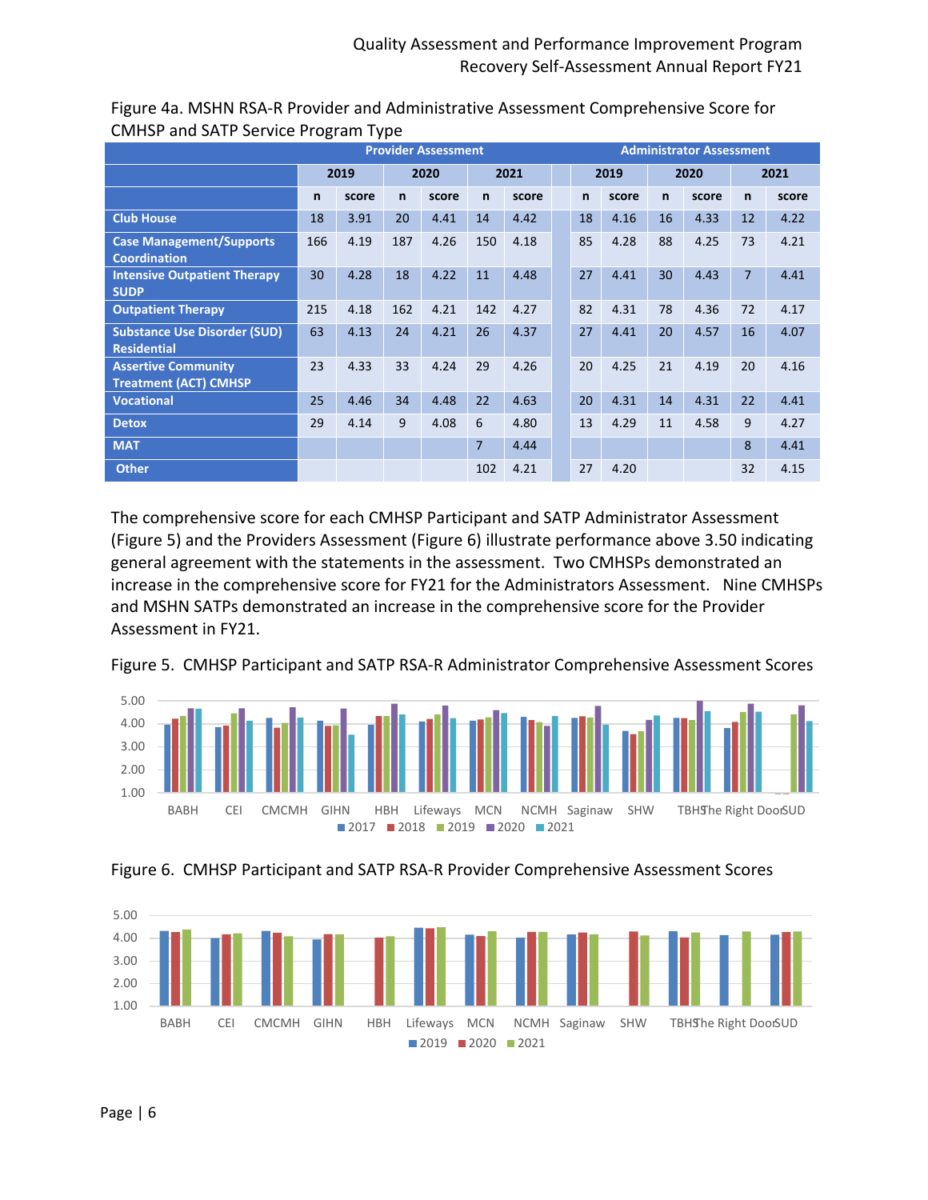Figure 4a. MSHN RSA-R Provider and Administrative Assessment Comprehensive Score for CMHSP and SATP Service Program Type

| | Provider Assessment | | | | | | Administrator Assessment | | | | | |
|---|---|---|---|---|---|---|---|---|---|---|---|---|
| | 2019 | | 2020 | | 2021 | | 2019 | | 2020 | | 2021 | |
| | n | score | n | score | n | score | n | score | n | score | n | score |
| **Club House** | 18 | 3.91 | 20 | 4.41 | 14 | 4.42 | 18 | 4.16 | 16 | 4.33 | 12 | 4.22 |
| **Case Management/Supports Coordination** | 166 | 4.19 | 187 | 4.26 | 150 | 4.18 | 85 | 4.28 | 88 | 4.25 | 73 | 4.21 |
| **Intensive Outpatient Therapy SUDP** | 30 | 4.28 | 18 | 4.22 | 11 | 4.48 | 27 | 4.41 | 30 | 4.43 | 7 | 4.41 |
| **Outpatient Therapy** | 215 | 4.18 | 162 | 4.21 | 142 | 4.27 | 82 | 4.31 | 78 | 4.36 | 72 | 4.17 |
| **Substance Use Disorder (SUD) Residential** | 63 | 4.13 | 24 | 4.21 | 26 | 4.37 | 27 | 4.41 | 20 | 4.57 | 16 | 4.07 |
| **Assertive Community Treatment (ACT) CMHSP** | 23 | 4.33 | 33 | 4.24 | 29 | 4.26 | 20 | 4.25 | 21 | 4.19 | 20 | 4.16 |
| **Vocational** | 25 | 4.46 | 34 | 4.48 | 22 | 4.63 | 20 | 4.31 | 14 | 4.31 | 22 | 4.41 |
| **Detox** | 29 | 4.14 | 9 | 4.08 | 6 | 4.80 | 13 | 4.29 | 11 | 4.58 | 9 | 4.27 |
| **MAT** | | | | | 7 | 4.44 | | | | | 8 | 4.41 |
| **Other** | | | | | 102 | 4.21 | 27 | 4.20 | | | 32 | 4.15 |

The comprehensive score for each CMHSP Participant and SATP Administrator Assessment (Figure 5) and the Providers Assessment (Figure 6) illustrate performance above 3.50 indicating general agreement with the statements in the assessment. Two CMHSPs demonstrated an increase in the comprehensive score for FY21 for the Administrators Assessment. Nine CMHSPs and MSHN SATPs demonstrated an increase in the comprehensive score for the Provider Assessment in FY21.

Figure 5. CMHSP Participant and SATP RSA-R Administrator Comprehensive Assessment Scores

Figure 6. CMHSP Participant and SATP RSA-R Provider Comprehensive Assessment Scores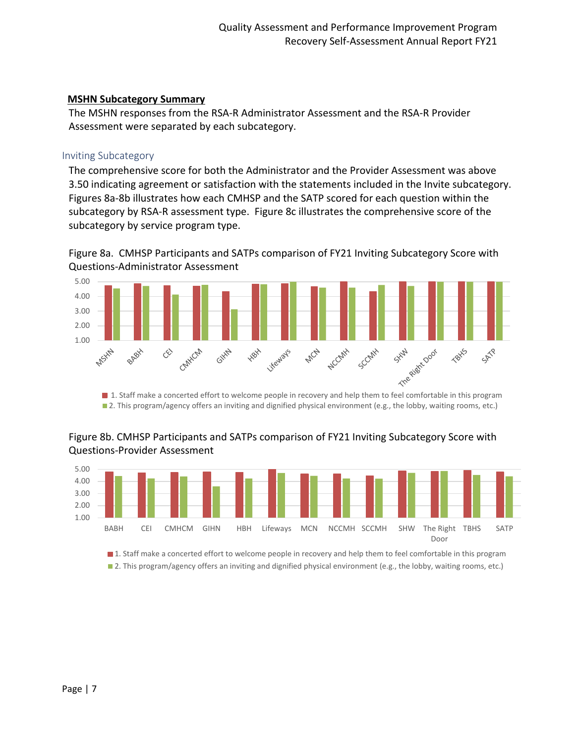## MSHN Subcategory Summary

The MSHN responses from the RSA-R Administrator Assessment and the RSA-R Provider Assessment were separated by each subcategory.

### Inviting Subcategory

The comprehensive score for both the Administrator and the Provider Assessment was above 3.50 indicating agreement or satisfaction with the statements included in the Invite subcategory. Figures 8a-8b illustrates how each CMHSP and the SATP scored for each question within the subcategory by RSA-R assessment type. Figure 8c illustrates the comprehensive score of the subcategory by service program type.

Figure 8a. CMHSP Participants and SATPs comparison of FY21 Inviting Subcategory Score with Questions-Administrator Assessment

Legend:
- 1. Staff make a concerted effort to welcome people in recovery and help them to feel comfortable in this program
- 2. This program/agency offers an inviting and dignified physical environment (e.g., the lobby, waiting rooms, etc.)

Figure 8b. CMHSP Participants and SATPs comparison of FY21 Inviting Subcategory Score with Questions-Provider Assessment

Legend:
- 1. Staff make a concerted effort to welcome people in recovery and help them to feel comfortable in this program
- 2. This program/agency offers an inviting and dignified physical environment (e.g., the lobby, waiting rooms, etc.)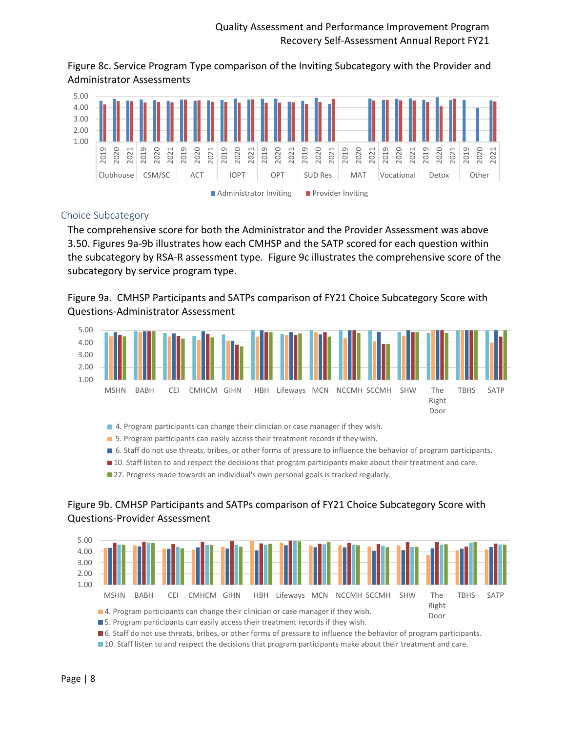Figure 8c. Service Program Type comparison of the Inviting Subcategory with the Provider and Administrator Assessments

## Choice Subcategory

The comprehensive score for both the Administrator and the Provider Assessment was above 3.50. Figures 9a-9b illustrates how each CMHSP and the SATP scored for each question within the subcategory by RSA-R assessment type. Figure 9c illustrates the comprehensive score of the subcategory by service program type.

Figure 9a. CMHSP Participants and SATPs comparison of FY21 Choice Subcategory Score with Questions-Administrator Assessment

Figure 9b. CMHSP Participants and SATPs comparison of FY21 Choice Subcategory Score with Questions-Provider Assessment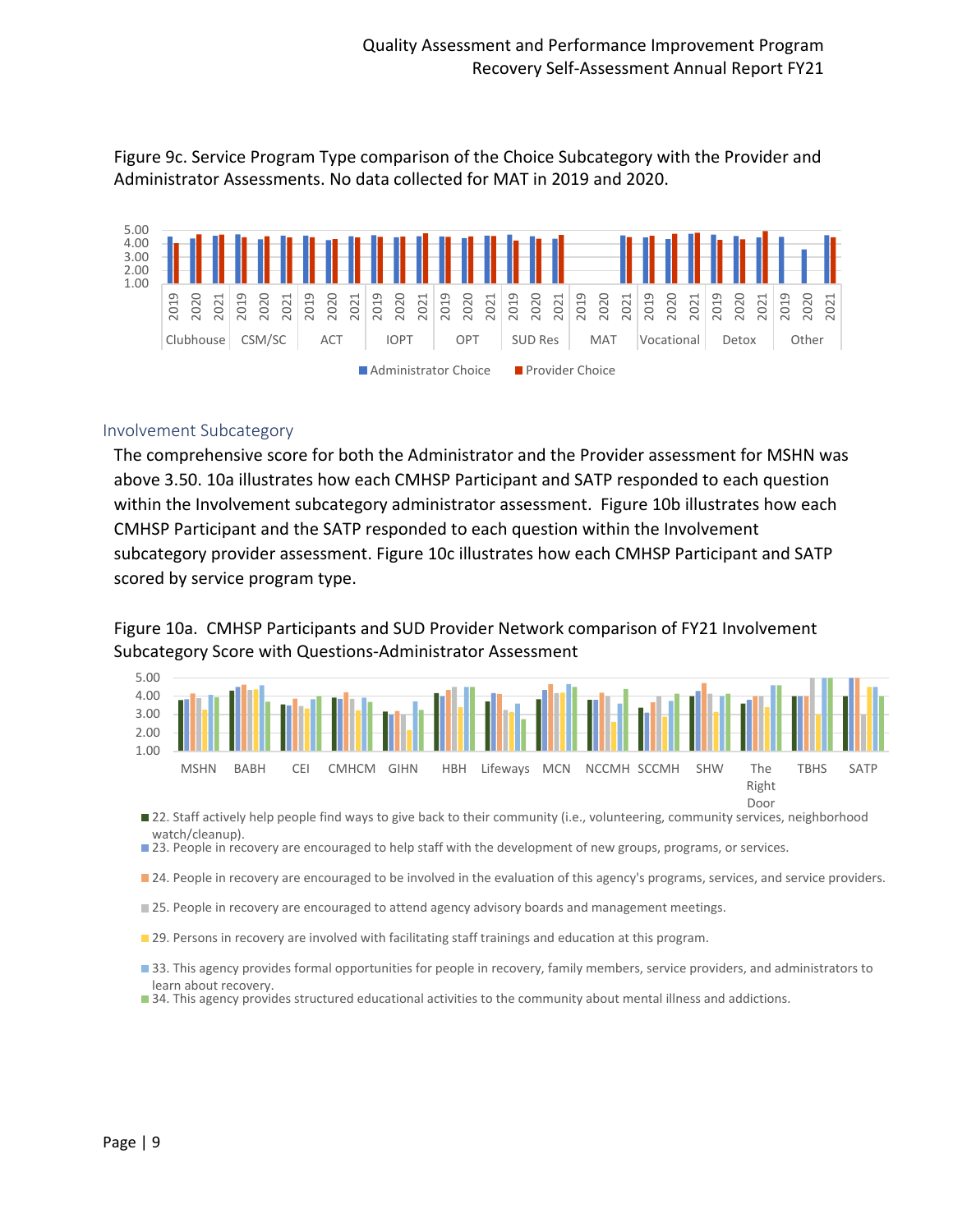Figure 9c. Service Program Type comparison of the Choice Subcategory with the Provider and Administrator Assessments. No data collected for MAT in 2019 and 2020.

## Involvement Subcategory

The comprehensive score for both the Administrator and the Provider assessment for MSHN was above 3.50. 10a illustrates how each CMHSP Participant and SATP responded to each question within the Involvement subcategory administrator assessment. Figure 10b illustrates how each CMHSP Participant and the SATP responded to each question within the Involvement subcategory provider assessment. Figure 10c illustrates how each CMHSP Participant and SATP scored by service program type.

Figure 10a. CMHSP Participants and SUD Provider Network comparison of FY21 Involvement Subcategory Score with Questions-Administrator Assessment

- 22. Staff actively help people find ways to give back to their community (i.e., volunteering, community services, neighborhood watch/cleanup).
- 23. People in recovery are encouraged to help staff with the development of new groups, programs, or services.
- 24. People in recovery are encouraged to be involved in the evaluation of this agency's programs, services, and service providers.
- 25. People in recovery are encouraged to attend agency advisory boards and management meetings.
- 29. Persons in recovery are involved with facilitating staff trainings and education at this program.
- 33. This agency provides formal opportunities for people in recovery, family members, service providers, and administrators to learn about recovery.
- 34. This agency provides structured educational activities to the community about mental illness and addictions.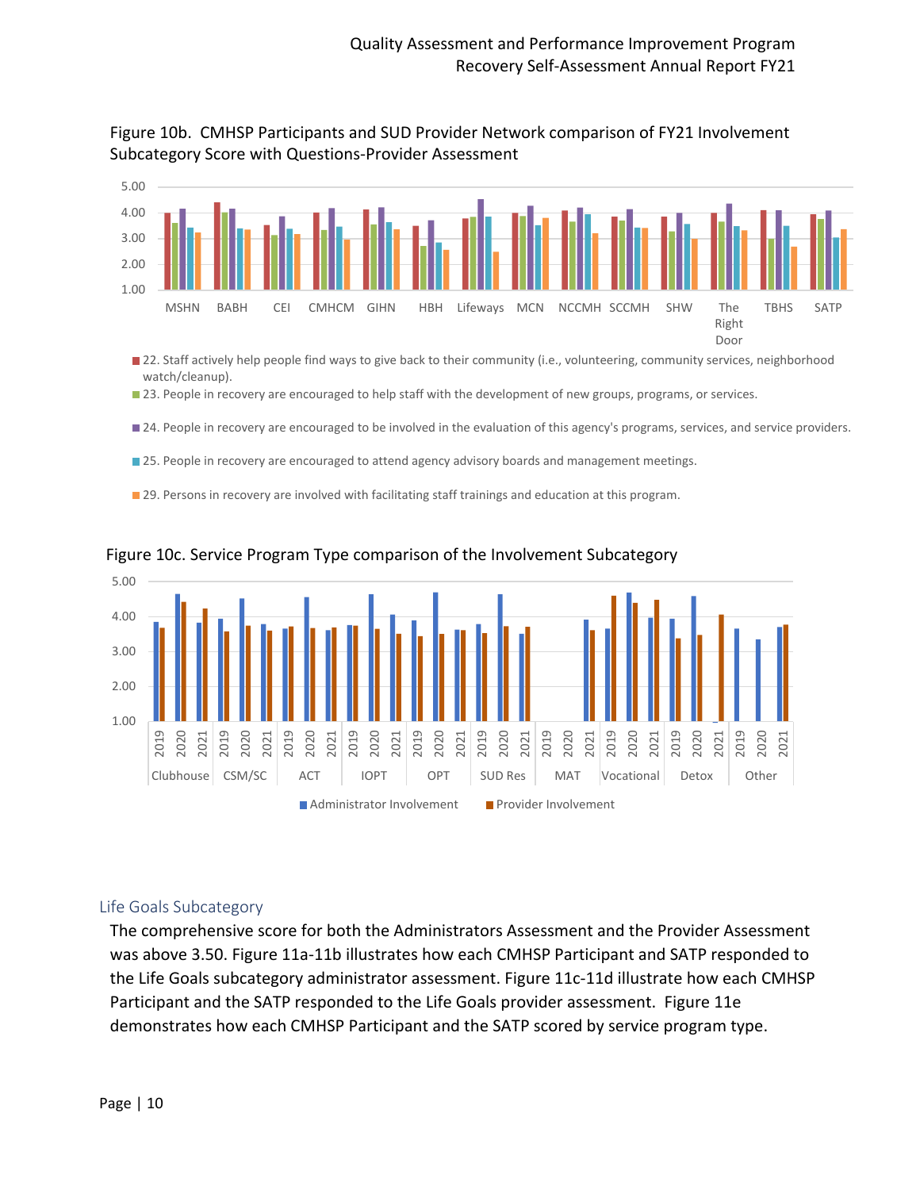Figure 10b. CMHSP Participants and SUD Provider Network comparison of FY21 Involvement Subcategory Score with Questions-Provider Assessment

Figure 10c. Service Program Type comparison of the Involvement Subcategory

## Life Goals Subcategory

The comprehensive score for both the Administrators Assessment and the Provider Assessment was above 3.50. Figure 11a-11b illustrates how each CMHSP Participant and SATP responded to the Life Goals subcategory administrator assessment. Figure 11c-11d illustrate how each CMHSP Participant and the SATP responded to the Life Goals provider assessment. Figure 11e demonstrates how each CMHSP Participant and the SATP scored by service program type.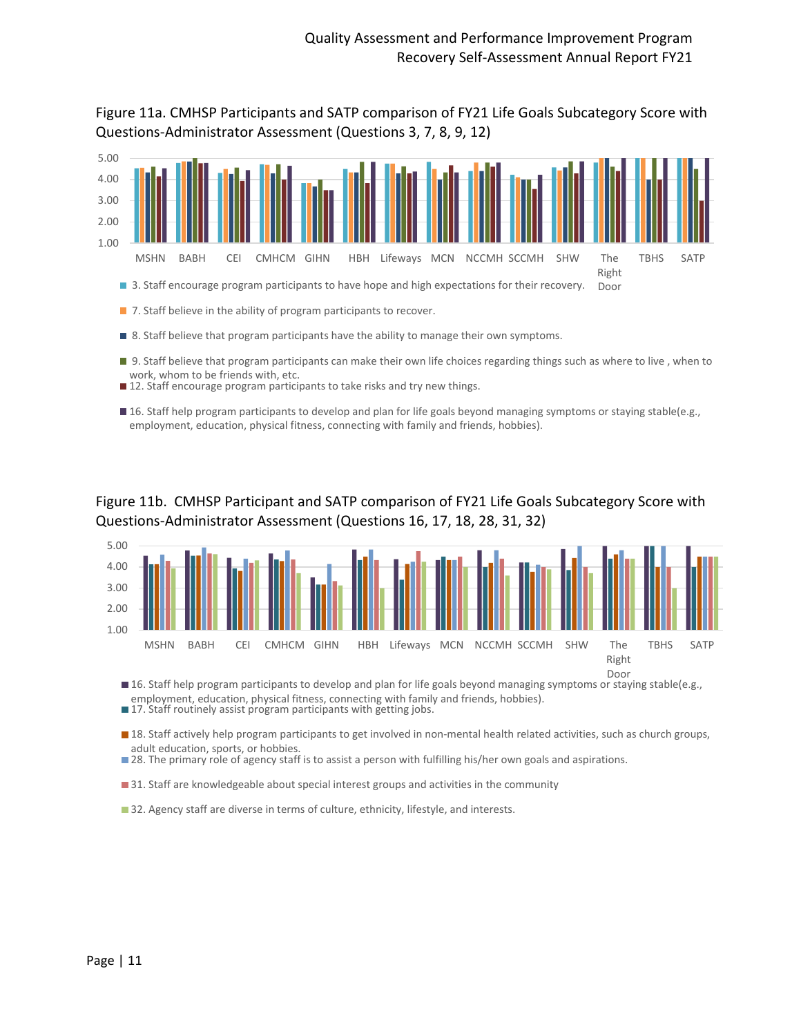Figure 11a. CMHSP Participants and SATP comparison of FY21 Life Goals Subcategory Score with Questions-Administrator Assessment (Questions 3, 7, 8, 9, 12)

5.00
4.00
3.00
2.00
1.00

MSHN BABH CEI CMHCM GIHN HBH Lifeways MCN NCCMH SCCMH SHW The Right Door TBHS SATP

- 3. Staff encourage program participants to have hope and high expectations for their recovery.
- 7. Staff believe in the ability of program participants to recover.
- 8. Staff believe that program participants have the ability to manage their own symptoms.
- 9. Staff believe that program participants can make their own life choices regarding things such as where to live , when to work, whom to be friends with, etc.
- 12. Staff encourage program participants to take risks and try new things.
- 16. Staff help program participants to develop and plan for life goals beyond managing symptoms or staying stable(e.g., employment, education, physical fitness, connecting with family and friends, hobbies).

Figure 11b. CMHSP Participant and SATP comparison of FY21 Life Goals Subcategory Score with Questions-Administrator Assessment (Questions 16, 17, 18, 28, 31, 32)

5.00
4.00
3.00
2.00
1.00

MSHN BABH CEI CMHCM GIHN HBH Lifeways MCN NCCMH SCCMH SHW The Right Door TBHS SATP

- 16. Staff help program participants to develop and plan for life goals beyond managing symptoms or staying stable(e.g., employment, education, physical fitness, connecting with family and friends, hobbies).
- 17. Staff routinely assist program participants with getting jobs.
- 18. Staff actively help program participants to get involved in non-mental health related activities, such as church groups, adult education, sports, or hobbies.
- 28. The primary role of agency staff is to assist a person with fulfilling his/her own goals and aspirations.
- 31. Staff are knowledgeable about special interest groups and activities in the community
- 32. Agency staff are diverse in terms of culture, ethnicity, lifestyle, and interests.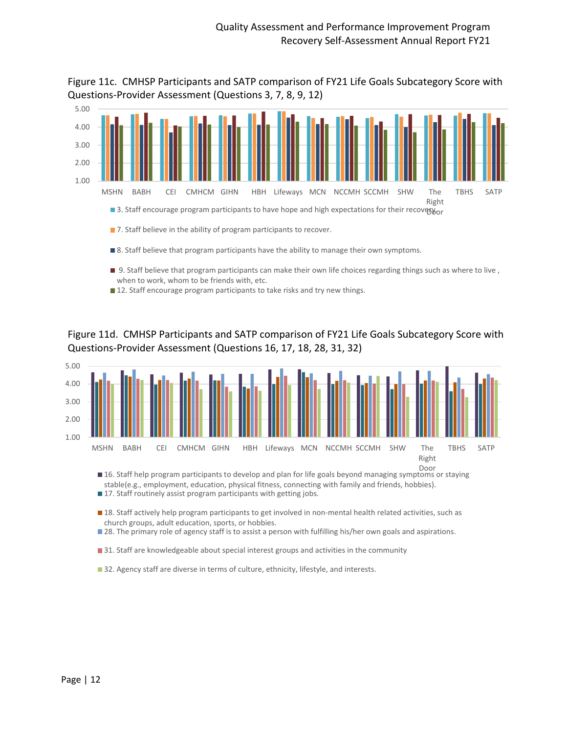Figure 11c. CMHSP Participants and SATP comparison of FY21 Life Goals Subcategory Score with Questions-Provider Assessment (Questions 3, 7, 8, 9, 12)

- 3. Staff encourage program participants to have hope and high expectations for their recovery.
- 7. Staff believe in the ability of program participants to recover.
- 8. Staff believe that program participants have the ability to manage their own symptoms.
- 9. Staff believe that program participants can make their own life choices regarding things such as where to live, when to work, whom to be friends with, etc.
- 12. Staff encourage program participants to take risks and try new things.

Figure 11d. CMHSP Participants and SATP comparison of FY21 Life Goals Subcategory Score with Questions-Provider Assessment (Questions 16, 17, 18, 28, 31, 32)

- 16. Staff help program participants to develop and plan for life goals beyond managing symptoms or staying stable(e.g., employment, education, physical fitness, connecting with family and friends, hobbies).
- 17. Staff routinely assist program participants with getting jobs.
- 18. Staff actively help program participants to get involved in non-mental health related activities, such as church groups, adult education, sports, or hobbies.
- 28. The primary role of agency staff is to assist a person with fulfilling his/her own goals and aspirations.
- 31. Staff are knowledgeable about special interest groups and activities in the community
- 32. Agency staff are diverse in terms of culture, ethnicity, lifestyle, and interests.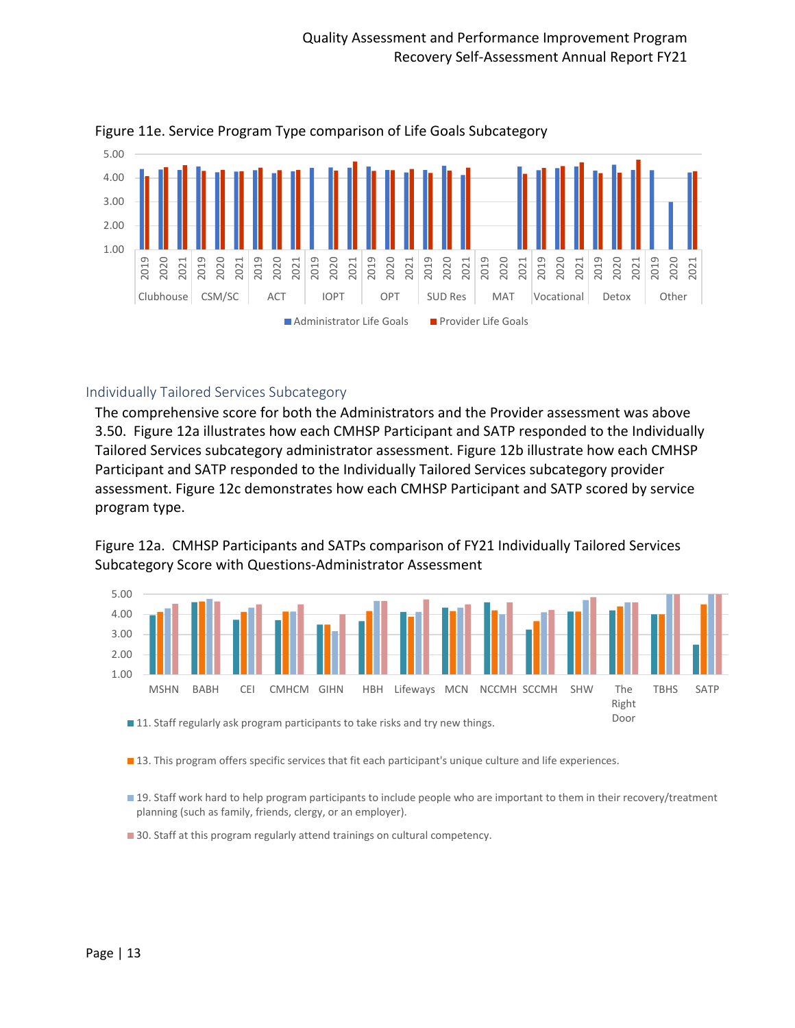Figure 11e. Service Program Type comparison of Life Goals Subcategory

Individually Tailored Services Subcategory

The comprehensive score for both the Administrators and the Provider assessment was above 3.50. Figure 12a illustrates how each CMHSP Participant and SATP responded to the Individually Tailored Services subcategory administrator assessment. Figure 12b illustrate how each CMHSP Participant and SATP responded to the Individually Tailored Services subcategory provider assessment. Figure 12c demonstrates how each CMHSP Participant and SATP scored by service program type.

Figure 12a. CMHSP Participants and SATPs comparison of FY21 Individually Tailored Services Subcategory Score with Questions-Administrator Assessment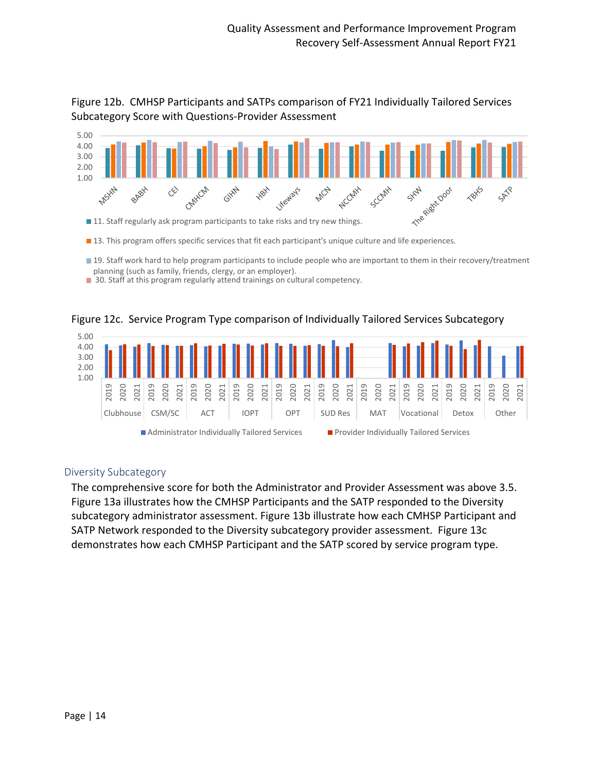Figure 12b. CMHSP Participants and SATPs comparison of FY21 Individually Tailored Services Subcategory Score with Questions-Provider Assessment

- 11. Staff regularly ask program participants to take risks and try new things.
- 13. This program offers specific services that fit each participant's unique culture and life experiences.
- 19. Staff work hard to help program participants to include people who are important to them in their recovery/treatment planning (such as family, friends, clergy, or an employer).
- 30. Staff at this program regularly attend trainings on cultural competency.

Figure 12c. Service Program Type comparison of Individually Tailored Services Subcategory

- Administrator Individually Tailored Services
- Provider Individually Tailored Services

## Diversity Subcategory

The comprehensive score for both the Administrator and Provider Assessment was above 3.5. Figure 13a illustrates how the CMHSP Participants and the SATP responded to the Diversity subcategory administrator assessment. Figure 13b illustrate how each CMHSP Participant and SATP Network responded to the Diversity subcategory provider assessment. Figure 13c demonstrates how each CMHSP Participant and the SATP scored by service program type.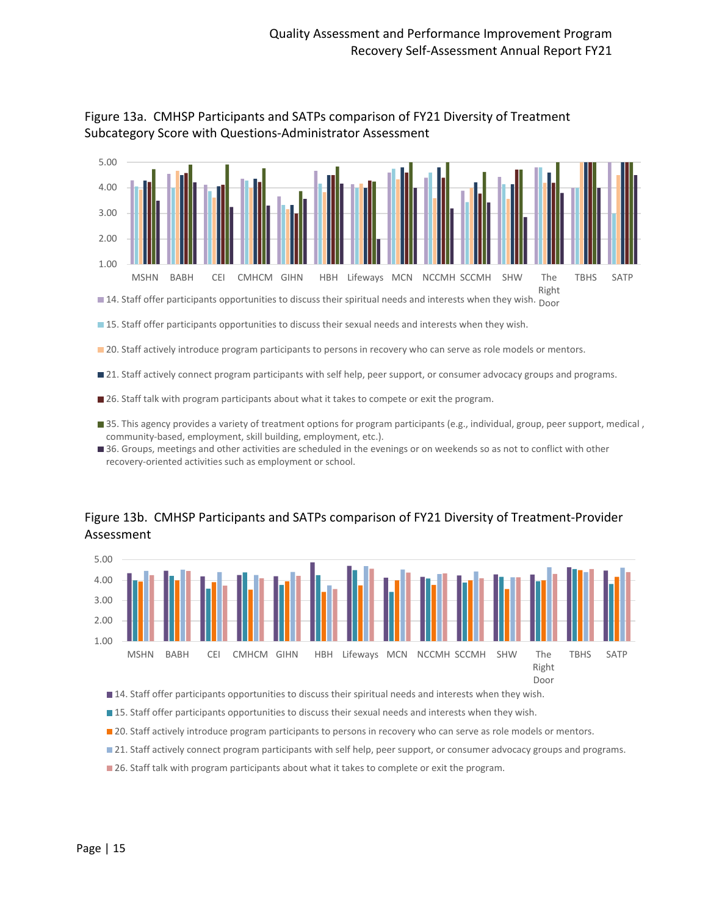Figure 13a. CMHSP Participants and SATPs comparison of FY21 Diversity of Treatment Subcategory Score with Questions-Administrator Assessment

- 14. Staff offer participants opportunities to discuss their spiritual needs and interests when they wish.
- 15. Staff offer participants opportunities to discuss their sexual needs and interests when they wish.
- 20. Staff actively introduce program participants to persons in recovery who can serve as role models or mentors.
- 21. Staff actively connect program participants with self help, peer support, or consumer advocacy groups and programs.
- 26. Staff talk with program participants about what it takes to compete or exit the program.
- 35. This agency provides a variety of treatment options for program participants (e.g., individual, group, peer support, medical , community-based, employment, skill building, employment, etc.).
- 36. Groups, meetings and other activities are scheduled in the evenings or on weekends so as not to conflict with other recovery-oriented activities such as employment or school.

Figure 13b. CMHSP Participants and SATPs comparison of FY21 Diversity of Treatment-Provider Assessment

- 14. Staff offer participants opportunities to discuss their spiritual needs and interests when they wish.
- 15. Staff offer participants opportunities to discuss their sexual needs and interests when they wish.
- 20. Staff actively introduce program participants to persons in recovery who can serve as role models or mentors.
- 21. Staff actively connect program participants with self help, peer support, or consumer advocacy groups and programs.
- 26. Staff talk with program participants about what it takes to complete or exit the program.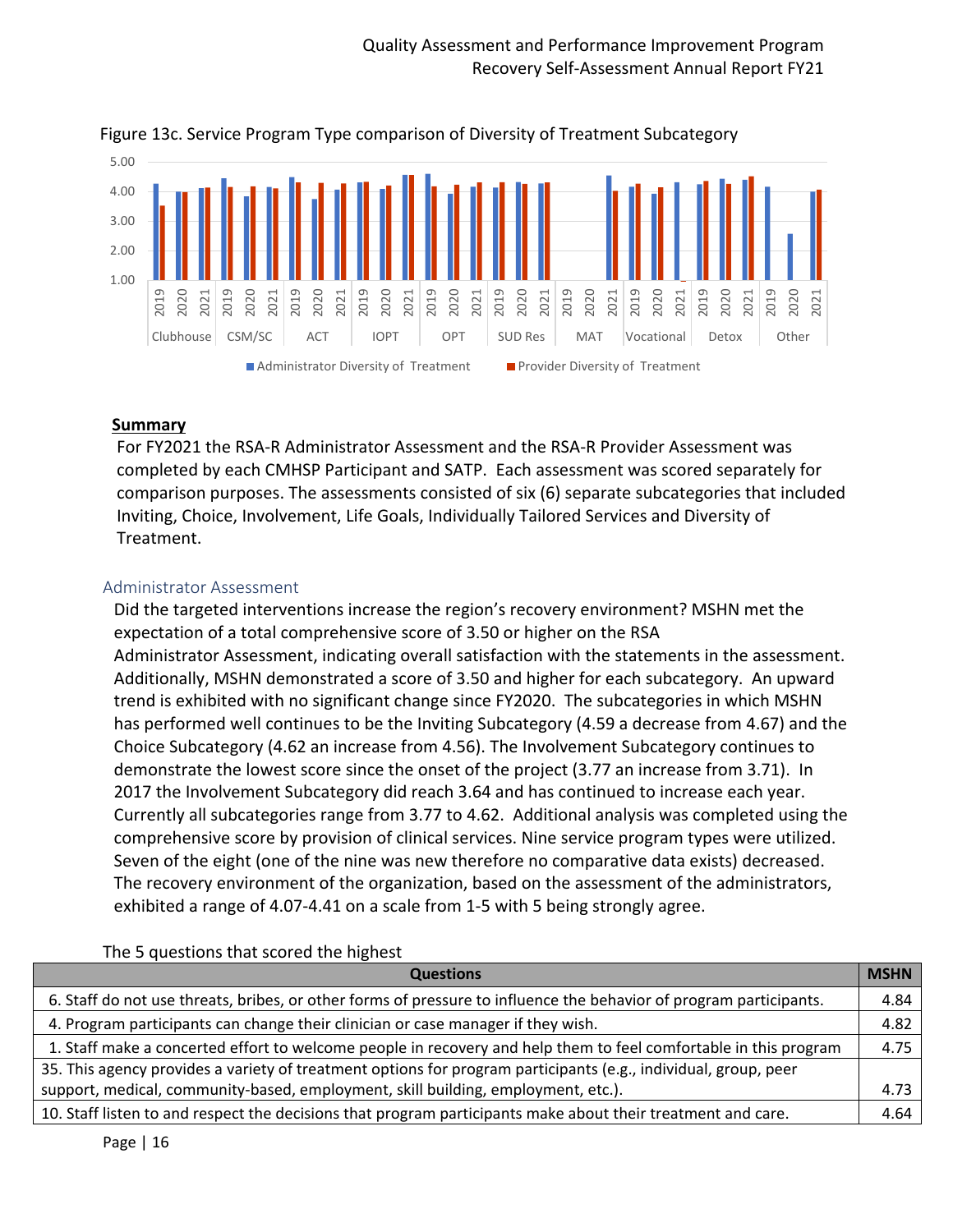Figure 13c. Service Program Type comparison of Diversity of Treatment Subcategory

## Summary

For FY2021 the RSA-R Administrator Assessment and the RSA-R Provider Assessment was completed by each CMHSP Participant and SATP. Each assessment was scored separately for comparison purposes. The assessments consisted of six (6) separate subcategories that included Inviting, Choice, Involvement, Life Goals, Individually Tailored Services and Diversity of Treatment.

### Administrator Assessment

Did the targeted interventions increase the region's recovery environment? MSHN met the expectation of a total comprehensive score of 3.50 or higher on the RSA Administrator Assessment, indicating overall satisfaction with the statements in the assessment. Additionally, MSHN demonstrated a score of 3.50 and higher for each subcategory. An upward trend is exhibited with no significant change since FY2020. The subcategories in which MSHN has performed well continues to be the Inviting Subcategory (4.59 a decrease from 4.67) and the Choice Subcategory (4.62 an increase from 4.56). The Involvement Subcategory continues to demonstrate the lowest score since the onset of the project (3.77 an increase from 3.71). In 2017 the Involvement Subcategory did reach 3.64 and has continued to increase each year. Currently all subcategories range from 3.77 to 4.62. Additional analysis was completed using the comprehensive score by provision of clinical services. Nine service program types were utilized. Seven of the eight (one of the nine was new therefore no comparative data exists) decreased. The recovery environment of the organization, based on the assessment of the administrators, exhibited a range of 4.07-4.41 on a scale from 1-5 with 5 being strongly agree.

The 5 questions that scored the highest

| Questions | MSHN |
|---|---|
| 6. Staff do not use threats, bribes, or other forms of pressure to influence the behavior of program participants. | 4.84 |
| 4. Program participants can change their clinician or case manager if they wish. | 4.82 |
| 1. Staff make a concerted effort to welcome people in recovery and help them to feel comfortable in this program | 4.75 |
| 35. This agency provides a variety of treatment options for program participants (e.g., individual, group, peer support, medical, community-based, employment, skill building, employment, etc.). | 4.73 |
| 10. Staff listen to and respect the decisions that program participants make about their treatment and care. | 4.64 |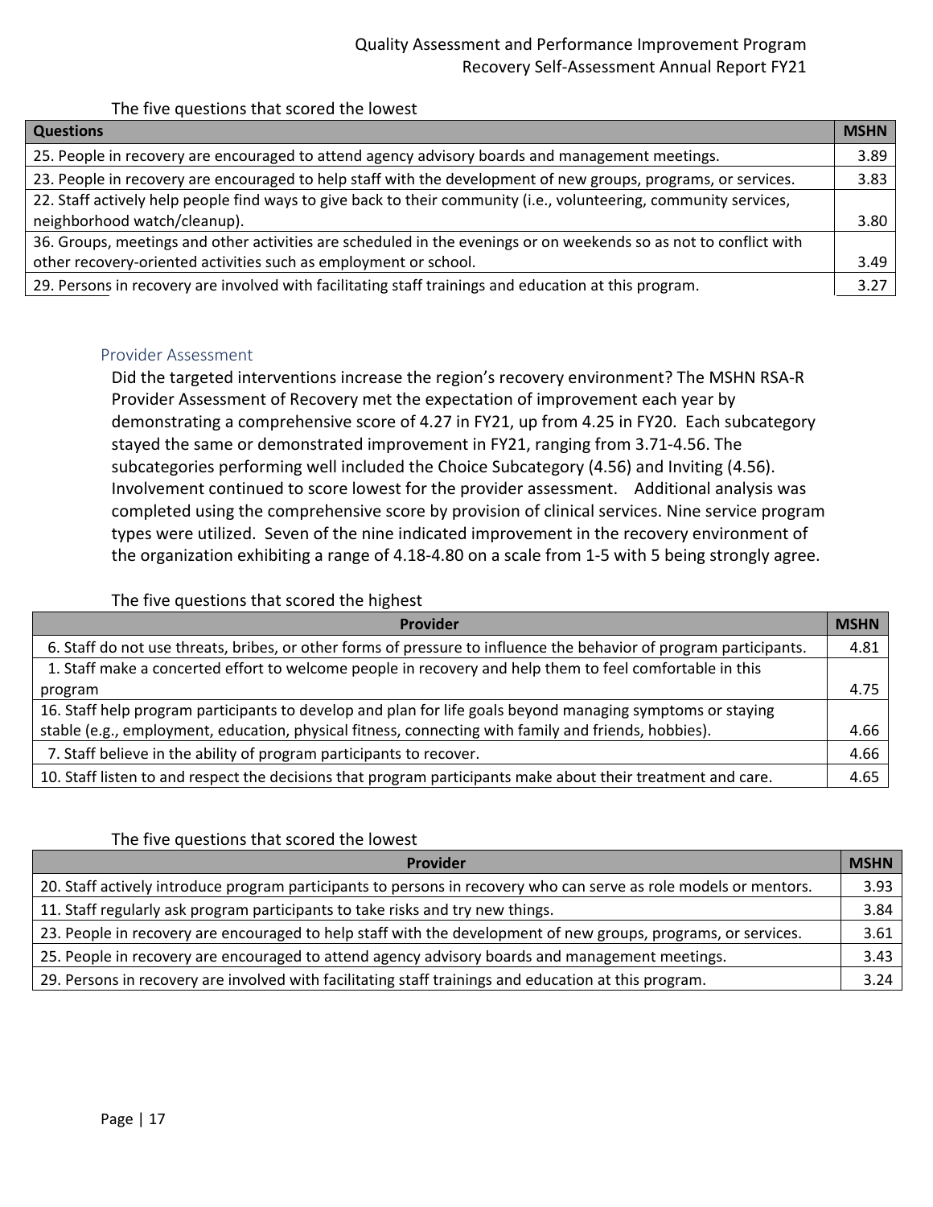The five questions that scored the lowest

| Questions | MSHN |
|---|---|
| 25. People in recovery are encouraged to attend agency advisory boards and management meetings. | 3.89 |
| 23. People in recovery are encouraged to help staff with the development of new groups, programs, or services. | 3.83 |
| 22. Staff actively help people find ways to give back to their community (i.e., volunteering, community services, neighborhood watch/cleanup). | 3.80 |
| 36. Groups, meetings and other activities are scheduled in the evenings or on weekends so as not to conflict with other recovery-oriented activities such as employment or school. | 3.49 |
| 29. Persons in recovery are involved with facilitating staff trainings and education at this program. | 3.27 |

## Provider Assessment

Did the targeted interventions increase the region's recovery environment? The MSHN RSA-R Provider Assessment of Recovery met the expectation of improvement each year by demonstrating a comprehensive score of 4.27 in FY21, up from 4.25 in FY20. Each subcategory stayed the same or demonstrated improvement in FY21, ranging from 3.71-4.56. The subcategories performing well included the Choice Subcategory (4.56) and Inviting (4.56). Involvement continued to score lowest for the provider assessment. Additional analysis was completed using the comprehensive score by provision of clinical services. Nine service program types were utilized. Seven of the nine indicated improvement in the recovery environment of the organization exhibiting a range of 4.18-4.80 on a scale from 1-5 with 5 being strongly agree.

The five questions that scored the highest

| Provider | MSHN |
|---|---|
| 6. Staff do not use threats, bribes, or other forms of pressure to influence the behavior of program participants. | 4.81 |
| 1. Staff make a concerted effort to welcome people in recovery and help them to feel comfortable in this program | 4.75 |
| 16. Staff help program participants to develop and plan for life goals beyond managing symptoms or staying stable (e.g., employment, education, physical fitness, connecting with family and friends, hobbies). | 4.66 |
| 7. Staff believe in the ability of program participants to recover. | 4.66 |
| 10. Staff listen to and respect the decisions that program participants make about their treatment and care. | 4.65 |

The five questions that scored the lowest

| Provider | MSHN |
|---|---|
| 20. Staff actively introduce program participants to persons in recovery who can serve as role models or mentors. | 3.93 |
| 11. Staff regularly ask program participants to take risks and try new things. | 3.84 |
| 23. People in recovery are encouraged to help staff with the development of new groups, programs, or services. | 3.61 |
| 25. People in recovery are encouraged to attend agency advisory boards and management meetings. | 3.43 |
| 29. Persons in recovery are involved with facilitating staff trainings and education at this program. | 3.24 |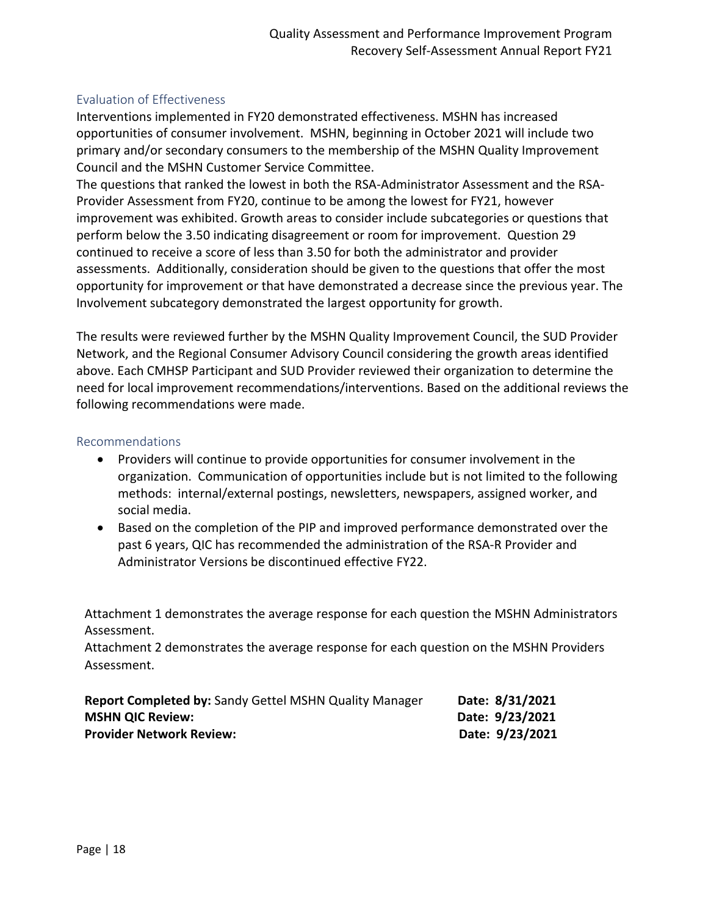## Evaluation of Effectiveness

Interventions implemented in FY20 demonstrated effectiveness. MSHN has increased opportunities of consumer involvement. MSHN, beginning in October 2021 will include two primary and/or secondary consumers to the membership of the MSHN Quality Improvement Council and the MSHN Customer Service Committee.

The questions that ranked the lowest in both the RSA-Administrator Assessment and the RSA-Provider Assessment from FY20, continue to be among the lowest for FY21, however improvement was exhibited. Growth areas to consider include subcategories or questions that perform below the 3.50 indicating disagreement or room for improvement. Question 29 continued to receive a score of less than 3.50 for both the administrator and provider assessments. Additionally, consideration should be given to the questions that offer the most opportunity for improvement or that have demonstrated a decrease since the previous year. The Involvement subcategory demonstrated the largest opportunity for growth.

The results were reviewed further by the MSHN Quality Improvement Council, the SUD Provider Network, and the Regional Consumer Advisory Council considering the growth areas identified above. Each CMHSP Participant and SUD Provider reviewed their organization to determine the need for local improvement recommendations/interventions. Based on the additional reviews the following recommendations were made.

## Recommendations

- Providers will continue to provide opportunities for consumer involvement in the organization. Communication of opportunities include but is not limited to the following methods: internal/external postings, newsletters, newspapers, assigned worker, and social media.
- Based on the completion of the PIP and improved performance demonstrated over the past 6 years, QIC has recommended the administration of the RSA-R Provider and Administrator Versions be discontinued effective FY22.

Attachment 1 demonstrates the average response for each question the MSHN Administrators Assessment.

Attachment 2 demonstrates the average response for each question on the MSHN Providers Assessment.

**Report Completed by:** Sandy Gettel MSHN Quality Manager **Date: 8/31/2021**

**MSHN QIC Review:** **Date: 9/23/2021**

**Provider Network Review:** **Date: 9/23/2021**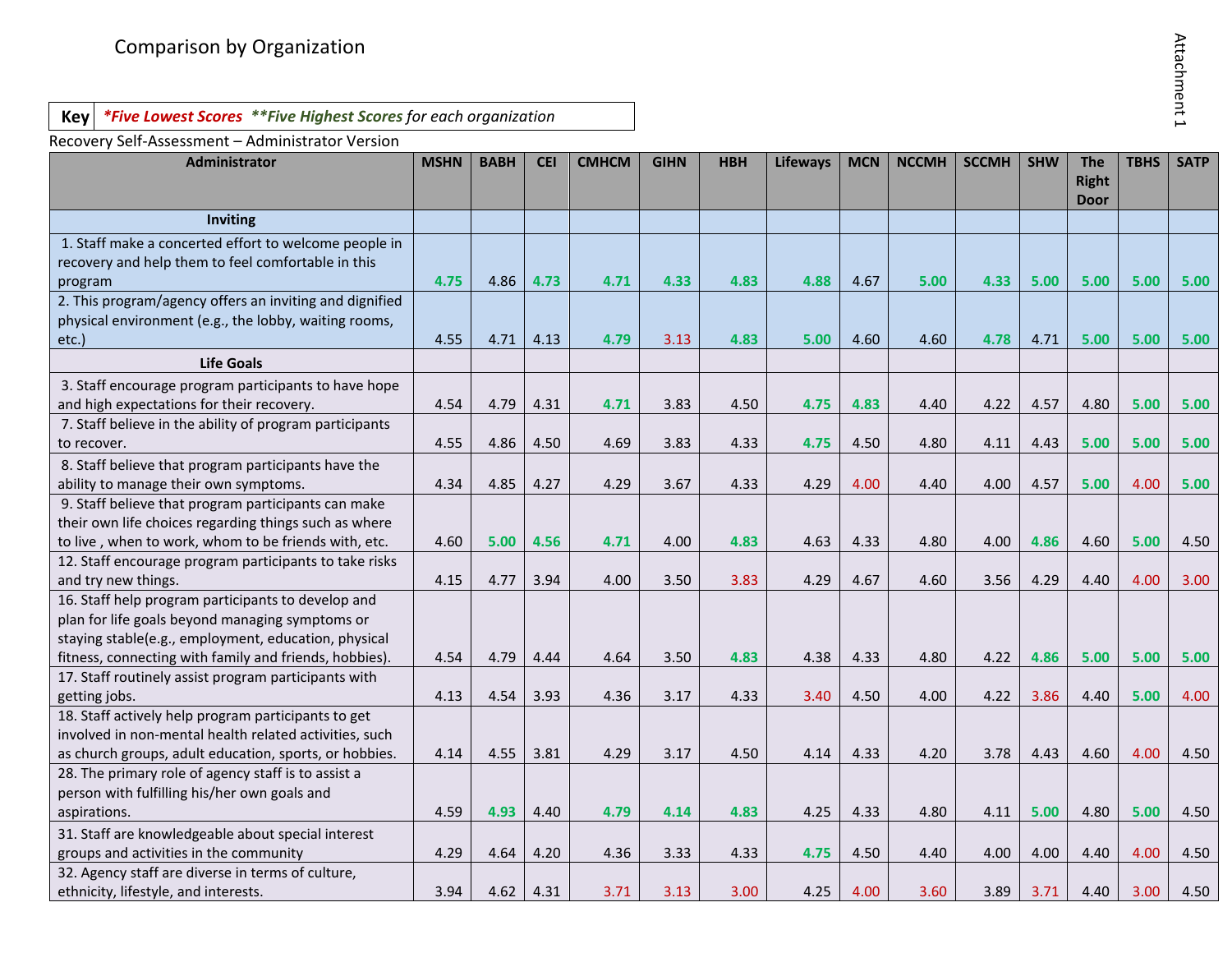## Comparison by Organization

Attachment 1

| Key | *\*Five Lowest Scores* ***\*\*Five Highest Scores** for each organization* |
|---|---|

Recovery Self-Assessment – Administrator Version

| Administrator | MSHN | BABH | CEI | CMHCM | GIHN | HBH | Lifeways | MCN | NCCMH | SCCMH | SHW | The Right Door | TBHS | SATP |
|---|---|---|---|---|---|---|---|---|---|---|---|---|---|---|
| **Inviting** | | | | | | | | | | | | | | |
| 1. Staff make a concerted effort to welcome people in recovery and help them to feel comfortable in this program | **4.75** | 4.86 | **4.73** | **4.71** | **4.33** | **4.83** | **4.88** | 4.67 | **5.00** | **4.33** | **5.00** | **5.00** | **5.00** | **5.00** |
| 2. This program/agency offers an inviting and dignified physical environment (e.g., the lobby, waiting rooms, etc.) | 4.55 | 4.71 | 4.13 | **4.79** | *3.13* | **4.83** | **5.00** | 4.60 | 4.60 | **4.78** | 4.71 | **5.00** | **5.00** | **5.00** |
| **Life Goals** | | | | | | | | | | | | | | |
| 3. Staff encourage program participants to have hope and high expectations for their recovery. | 4.54 | 4.79 | 4.31 | **4.71** | 3.83 | 4.50 | **4.75** | **4.83** | 4.40 | 4.22 | 4.57 | 4.80 | **5.00** | **5.00** |
| 7. Staff believe in the ability of program participants to recover. | 4.55 | 4.86 | 4.50 | 4.69 | 3.83 | 4.33 | **4.75** | 4.50 | 4.80 | 4.11 | 4.43 | **5.00** | **5.00** | **5.00** |
| 8. Staff believe that program participants have the ability to manage their own symptoms. | 4.34 | 4.85 | 4.27 | 4.29 | 3.67 | 4.33 | 4.29 | *4.00* | 4.40 | 4.00 | 4.57 | **5.00** | *4.00* | **5.00** |
| 9. Staff believe that program participants can make their own life choices regarding things such as where to live , when to work, whom to be friends with, etc. | 4.60 | **5.00** | **4.56** | **4.71** | 4.00 | **4.83** | 4.63 | 4.33 | 4.80 | 4.00 | **4.86** | 4.60 | **5.00** | 4.50 |
| 12. Staff encourage program participants to take risks and try new things. | 4.15 | 4.77 | 3.94 | 4.00 | 3.50 | *3.83* | 4.29 | 4.67 | 4.60 | 3.56 | 4.29 | 4.40 | *4.00* | *3.00* |
| 16. Staff help program participants to develop and plan for life goals beyond managing symptoms or staying stable(e.g., employment, education, physical fitness, connecting with family and friends, hobbies). | 4.54 | 4.79 | 4.44 | 4.64 | 3.50 | **4.83** | 4.38 | 4.33 | 4.80 | 4.22 | **4.86** | **5.00** | **5.00** | **5.00** |
| 17. Staff routinely assist program participants with getting jobs. | 4.13 | 4.54 | 3.93 | 4.36 | 3.17 | 4.33 | *3.40* | 4.50 | 4.00 | 4.22 | *3.86* | 4.40 | **5.00** | *4.00* |
| 18. Staff actively help program participants to get involved in non-mental health related activities, such as church groups, adult education, sports, or hobbies. | 4.14 | 4.55 | 3.81 | 4.29 | 3.17 | 4.50 | 4.14 | 4.33 | 4.20 | 3.78 | 4.43 | 4.60 | *4.00* | 4.50 |
| 28. The primary role of agency staff is to assist a person with fulfilling his/her own goals and aspirations. | 4.59 | **4.93** | 4.40 | **4.79** | **4.14** | **4.83** | 4.25 | 4.33 | 4.80 | 4.11 | **5.00** | 4.80 | **5.00** | 4.50 |
| 31. Staff are knowledgeable about special interest groups and activities in the community | 4.29 | 4.64 | 4.20 | 4.36 | 3.33 | 4.33 | **4.75** | 4.50 | 4.40 | 4.00 | 4.00 | 4.40 | *4.00* | 4.50 |
| 32. Agency staff are diverse in terms of culture, ethnicity, lifestyle, and interests. | 3.94 | 4.62 | 4.31 | *3.71* | *3.13* | *3.00* | 4.25 | *4.00* | *3.60* | 3.89 | *3.71* | 4.40 | *3.00* | 4.50 |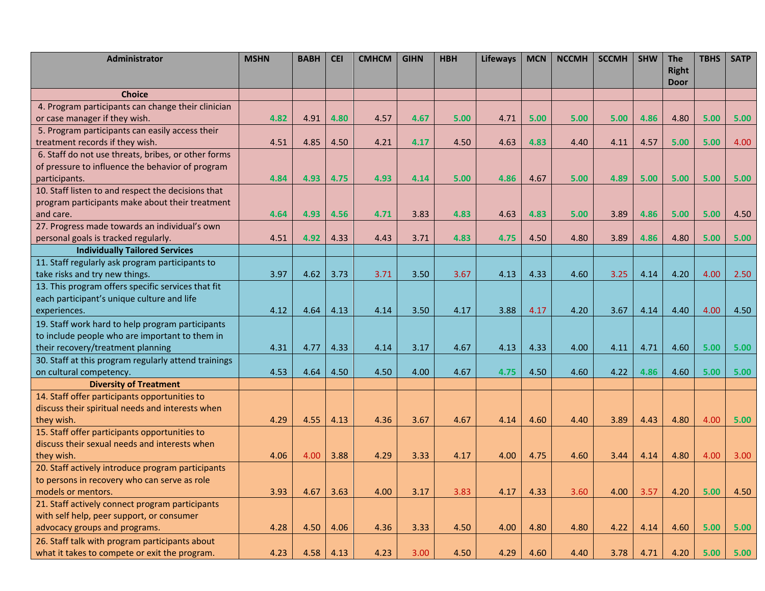| Administrator | MSHN | BABH | CEI | CMHCM | GIHN | HBH | Lifeways | MCN | NCCMH | SCCMH | SHW | The Right Door | TBHS | SATP |
|---|---|---|---|---|---|---|---|---|---|---|---|---|---|---|
| **Choice** | | | | | | | | | | | | | | |
| 4. Program participants can change their clinician or case manager if they wish. | 4.82 | 4.91 | 4.80 | 4.57 | 4.67 | 5.00 | 4.71 | 5.00 | 5.00 | 5.00 | 4.86 | 4.80 | 5.00 | 5.00 |
| 5. Program participants can easily access their treatment records if they wish. | 4.51 | 4.85 | 4.50 | 4.21 | 4.17 | 4.50 | 4.63 | 4.83 | 4.40 | 4.11 | 4.57 | 5.00 | 5.00 | 4.00 |
| 6. Staff do not use threats, bribes, or other forms of pressure to influence the behavior of program participants. | 4.84 | 4.93 | 4.75 | 4.93 | 4.14 | 5.00 | 4.86 | 4.67 | 5.00 | 4.89 | 5.00 | 5.00 | 5.00 | 5.00 |
| 10. Staff listen to and respect the decisions that program participants make about their treatment and care. | 4.64 | 4.93 | 4.56 | 4.71 | 3.83 | 4.83 | 4.63 | 4.83 | 5.00 | 3.89 | 4.86 | 5.00 | 5.00 | 4.50 |
| 27. Progress made towards an individual's own personal goals is tracked regularly. | 4.51 | 4.92 | 4.33 | 4.43 | 3.71 | 4.83 | 4.75 | 4.50 | 4.80 | 3.89 | 4.86 | 4.80 | 5.00 | 5.00 |
| **Individually Tailored Services** | | | | | | | | | | | | | | |
| 11. Staff regularly ask program participants to take risks and try new things. | 3.97 | 4.62 | 3.73 | 3.71 | 3.50 | 3.67 | 4.13 | 4.33 | 4.60 | 3.25 | 4.14 | 4.20 | 4.00 | 2.50 |
| 13. This program offers specific services that fit each participant's unique culture and life experiences. | 4.12 | 4.64 | 4.13 | 4.14 | 3.50 | 4.17 | 3.88 | 4.17 | 4.20 | 3.67 | 4.14 | 4.40 | 4.00 | 4.50 |
| 19. Staff work hard to help program participants to include people who are important to them in their recovery/treatment planning | 4.31 | 4.77 | 4.33 | 4.14 | 3.17 | 4.67 | 4.13 | 4.33 | 4.00 | 4.11 | 4.71 | 4.60 | 5.00 | 5.00 |
| 30. Staff at this program regularly attend trainings on cultural competency. | 4.53 | 4.64 | 4.50 | 4.50 | 4.00 | 4.67 | 4.75 | 4.50 | 4.60 | 4.22 | 4.86 | 4.60 | 5.00 | 5.00 |
| **Diversity of Treatment** | | | | | | | | | | | | | | |
| 14. Staff offer participants opportunities to discuss their spiritual needs and interests when they wish. | 4.29 | 4.55 | 4.13 | 4.36 | 3.67 | 4.67 | 4.14 | 4.60 | 4.40 | 3.89 | 4.43 | 4.80 | 4.00 | 5.00 |
| 15. Staff offer participants opportunities to discuss their sexual needs and interests when they wish. | 4.06 | 4.00 | 3.88 | 4.29 | 3.33 | 4.17 | 4.00 | 4.75 | 4.60 | 3.44 | 4.14 | 4.80 | 4.00 | 3.00 |
| 20. Staff actively introduce program participants to persons in recovery who can serve as role models or mentors. | 3.93 | 4.67 | 3.63 | 4.00 | 3.17 | 3.83 | 4.17 | 4.33 | 3.60 | 4.00 | 3.57 | 4.20 | 5.00 | 4.50 |
| 21. Staff actively connect program participants with self help, peer support, or consumer advocacy groups and programs. | 4.28 | 4.50 | 4.06 | 4.36 | 3.33 | 4.50 | 4.00 | 4.80 | 4.80 | 4.22 | 4.14 | 4.60 | 5.00 | 5.00 |
| 26. Staff talk with program participants about what it takes to compete or exit the program. | 4.23 | 4.58 | 4.13 | 4.23 | 3.00 | 4.50 | 4.29 | 4.60 | 4.40 | 3.78 | 4.71 | 4.20 | 5.00 | 5.00 |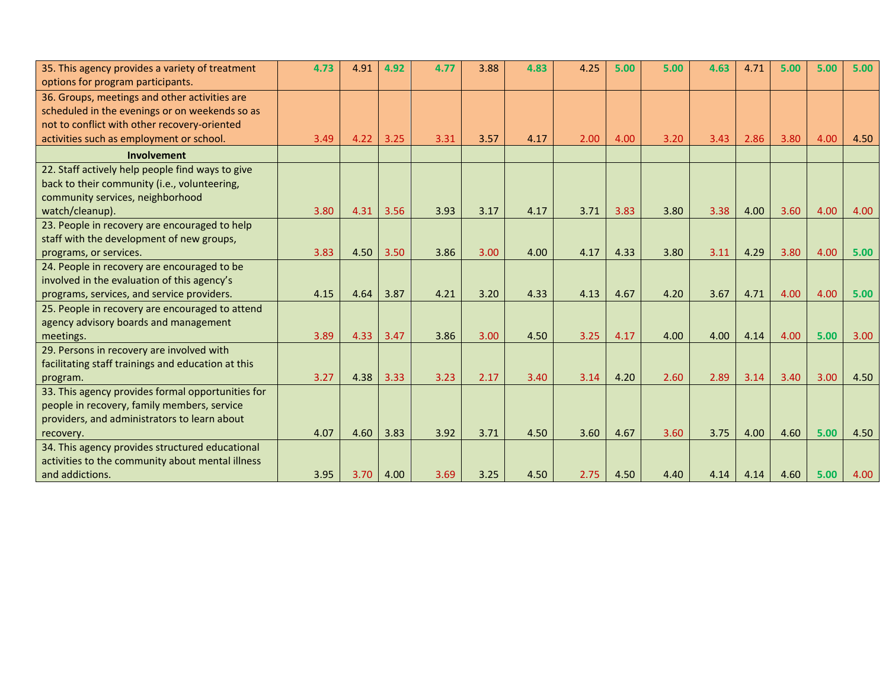| | | | | | | | | | | | | | | |
|---|---|---|---|---|---|---|---|---|---|---|---|---|---|---|
| 35. This agency provides a variety of treatment options for program participants. | 4.73 | 4.91 | 4.92 | 4.77 | 3.88 | 4.83 | 4.25 | 5.00 | 5.00 | 4.63 | 4.71 | 5.00 | 5.00 | 5.00 |
| 36. Groups, meetings and other activities are scheduled in the evenings or on weekends so as not to conflict with other recovery-oriented activities such as employment or school. | 3.49 | 4.22 | 3.25 | 3.31 | 3.57 | 4.17 | 2.00 | 4.00 | 3.20 | 3.43 | 2.86 | 3.80 | 4.00 | 4.50 |
| **Involvement** | | | | | | | | | | | | | | |
| 22. Staff actively help people find ways to give back to their community (i.e., volunteering, community services, neighborhood watch/cleanup). | 3.80 | 4.31 | 3.56 | 3.93 | 3.17 | 4.17 | 3.71 | 3.83 | 3.80 | 3.38 | 4.00 | 3.60 | 4.00 | 4.00 |
| 23. People in recovery are encouraged to help staff with the development of new groups, programs, or services. | 3.83 | 4.50 | 3.50 | 3.86 | 3.00 | 4.00 | 4.17 | 4.33 | 3.80 | 3.11 | 4.29 | 3.80 | 4.00 | 5.00 |
| 24. People in recovery are encouraged to be involved in the evaluation of this agency's programs, services, and service providers. | 4.15 | 4.64 | 3.87 | 4.21 | 3.20 | 4.33 | 4.13 | 4.67 | 4.20 | 3.67 | 4.71 | 4.00 | 4.00 | 5.00 |
| 25. People in recovery are encouraged to attend agency advisory boards and management meetings. | 3.89 | 4.33 | 3.47 | 3.86 | 3.00 | 4.50 | 3.25 | 4.17 | 4.00 | 4.00 | 4.14 | 4.00 | 5.00 | 3.00 |
| 29. Persons in recovery are involved with facilitating staff trainings and education at this program. | 3.27 | 4.38 | 3.33 | 3.23 | 2.17 | 3.40 | 3.14 | 4.20 | 2.60 | 2.89 | 3.14 | 3.40 | 3.00 | 4.50 |
| 33. This agency provides formal opportunities for people in recovery, family members, service providers, and administrators to learn about recovery. | 4.07 | 4.60 | 3.83 | 3.92 | 3.71 | 4.50 | 3.60 | 4.67 | 3.60 | 3.75 | 4.00 | 4.60 | 5.00 | 4.50 |
| 34. This agency provides structured educational activities to the community about mental illness and addictions. | 3.95 | 3.70 | 4.00 | 3.69 | 3.25 | 4.50 | 2.75 | 4.50 | 4.40 | 4.14 | 4.14 | 4.60 | 5.00 | 4.00 |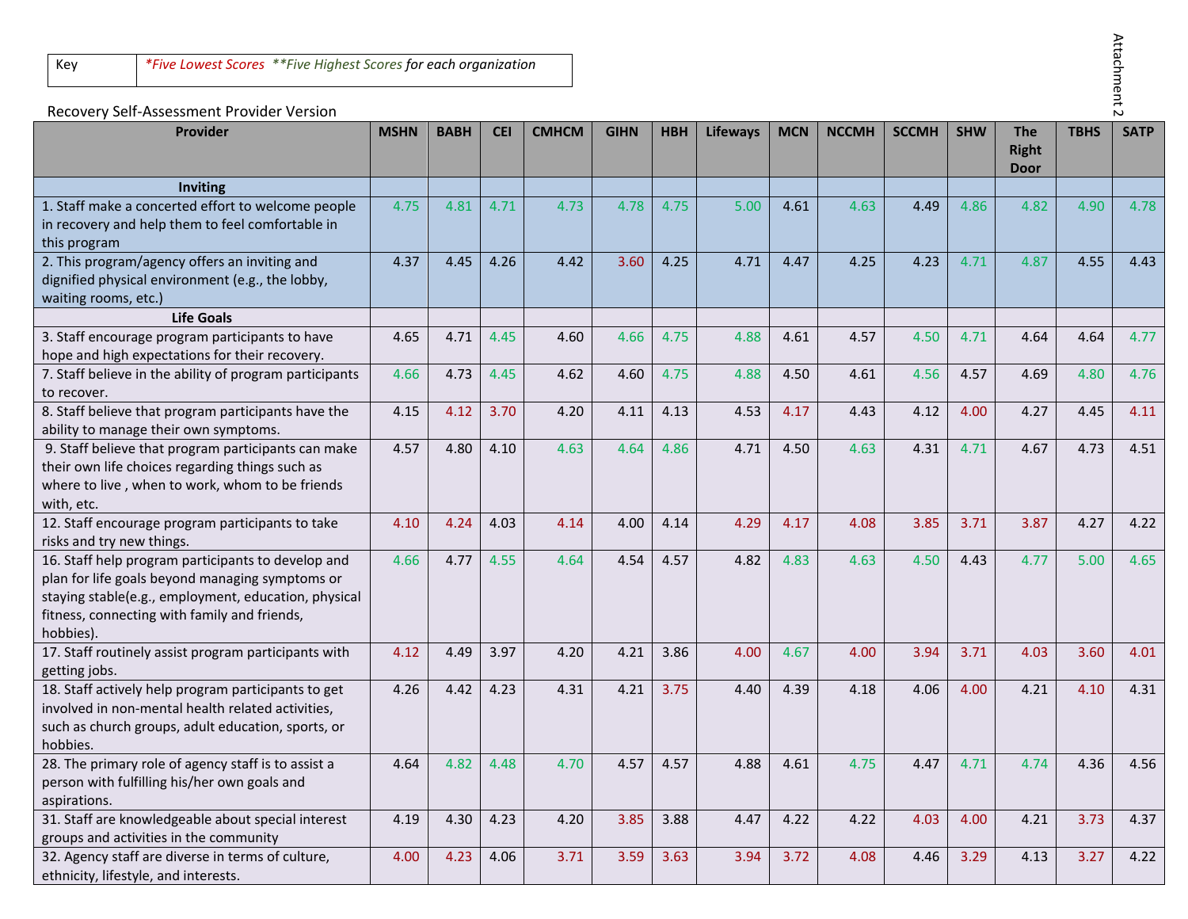| Key | *\*Five Lowest Scores*  *\*\*Five Highest Scores* for each organization |
|---|---|

Recovery Self-Assessment Provider Version

| Provider | MSHN | BABH | CEI | CMHCM | GIHN | HBH | Lifeways | MCN | NCCMH | SCCMH | SHW | The Right Door | TBHS | SATP |
|---|---|---|---|---|---|---|---|---|---|---|---|---|---|---|
| **Inviting** | | | | | | | | | | | | | | |
| 1. Staff make a concerted effort to welcome people in recovery and help them to feel comfortable in this program | 4.75 | 4.81 | 4.71 | 4.73 | 4.78 | 4.75 | 5.00 | 4.61 | 4.63 | 4.49 | 4.86 | 4.82 | 4.90 | 4.78 |
| 2. This program/agency offers an inviting and dignified physical environment (e.g., the lobby, waiting rooms, etc.) | 4.37 | 4.45 | 4.26 | 4.42 | 3.60 | 4.25 | 4.71 | 4.47 | 4.25 | 4.23 | 4.71 | 4.87 | 4.55 | 4.43 |
| **Life Goals** | | | | | | | | | | | | | | |
| 3. Staff encourage program participants to have hope and high expectations for their recovery. | 4.65 | 4.71 | 4.45 | 4.60 | 4.66 | 4.75 | 4.88 | 4.61 | 4.57 | 4.50 | 4.71 | 4.64 | 4.64 | 4.77 |
| 7. Staff believe in the ability of program participants to recover. | 4.66 | 4.73 | 4.45 | 4.62 | 4.60 | 4.75 | 4.88 | 4.50 | 4.61 | 4.56 | 4.57 | 4.69 | 4.80 | 4.76 |
| 8. Staff believe that program participants have the ability to manage their own symptoms. | 4.15 | 4.12 | 3.70 | 4.20 | 4.11 | 4.13 | 4.53 | 4.17 | 4.43 | 4.12 | 4.00 | 4.27 | 4.45 | 4.11 |
| 9. Staff believe that program participants can make their own life choices regarding things such as where to live , when to work, whom to be friends with, etc. | 4.57 | 4.80 | 4.10 | 4.63 | 4.64 | 4.86 | 4.71 | 4.50 | 4.63 | 4.31 | 4.71 | 4.67 | 4.73 | 4.51 |
| 12. Staff encourage program participants to take risks and try new things. | 4.10 | 4.24 | 4.03 | 4.14 | 4.00 | 4.14 | 4.29 | 4.17 | 4.08 | 3.85 | 3.71 | 3.87 | 4.27 | 4.22 |
| 16. Staff help program participants to develop and plan for life goals beyond managing symptoms or staying stable(e.g., employment, education, physical fitness, connecting with family and friends, hobbies). | 4.66 | 4.77 | 4.55 | 4.64 | 4.54 | 4.57 | 4.82 | 4.83 | 4.63 | 4.50 | 4.43 | 4.77 | 5.00 | 4.65 |
| 17. Staff routinely assist program participants with getting jobs. | 4.12 | 4.49 | 3.97 | 4.20 | 4.21 | 3.86 | 4.00 | 4.67 | 4.00 | 3.94 | 3.71 | 4.03 | 3.60 | 4.01 |
| 18. Staff actively help program participants to get involved in non-mental health related activities, such as church groups, adult education, sports, or hobbies. | 4.26 | 4.42 | 4.23 | 4.31 | 4.21 | 3.75 | 4.40 | 4.39 | 4.18 | 4.06 | 4.00 | 4.21 | 4.10 | 4.31 |
| 28. The primary role of agency staff is to assist a person with fulfilling his/her own goals and aspirations. | 4.64 | 4.82 | 4.48 | 4.70 | 4.57 | 4.57 | 4.88 | 4.61 | 4.75 | 4.47 | 4.71 | 4.74 | 4.36 | 4.56 |
| 31. Staff are knowledgeable about special interest groups and activities in the community | 4.19 | 4.30 | 4.23 | 4.20 | 3.85 | 3.88 | 4.47 | 4.22 | 4.22 | 4.03 | 4.00 | 4.21 | 3.73 | 4.37 |
| 32. Agency staff are diverse in terms of culture, ethnicity, lifestyle, and interests. | 4.00 | 4.23 | 4.06 | 3.71 | 3.59 | 3.63 | 3.94 | 3.72 | 4.08 | 4.46 | 3.29 | 4.13 | 3.27 | 4.22 |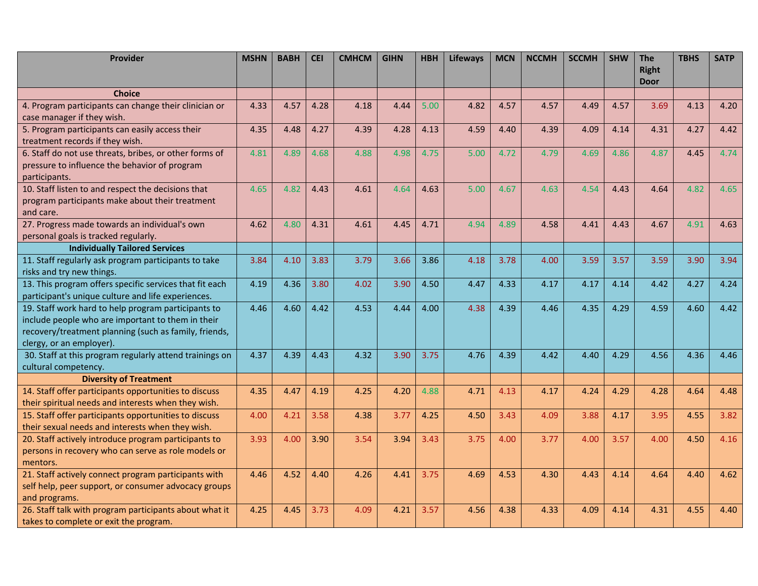| Provider | MSHN | BABH | CEI | CMHCM | GIHN | HBH | Lifeways | MCN | NCCMH | SCCMH | SHW | The Right Door | TBHS | SATP |
|---|---|---|---|---|---|---|---|---|---|---|---|---|---|---|
| **Choice** | | | | | | | | | | | | | | |
| 4. Program participants can change their clinician or case manager if they wish. | 4.33 | 4.57 | 4.28 | 4.18 | 4.44 | 5.00 | 4.82 | 4.57 | 4.57 | 4.49 | 4.57 | 3.69 | 4.13 | 4.20 |
| 5. Program participants can easily access their treatment records if they wish. | 4.35 | 4.48 | 4.27 | 4.39 | 4.28 | 4.13 | 4.59 | 4.40 | 4.39 | 4.09 | 4.14 | 4.31 | 4.27 | 4.42 |
| 6. Staff do not use threats, bribes, or other forms of pressure to influence the behavior of program participants. | 4.81 | 4.89 | 4.68 | 4.88 | 4.98 | 4.75 | 5.00 | 4.72 | 4.79 | 4.69 | 4.86 | 4.87 | 4.45 | 4.74 |
| 10. Staff listen to and respect the decisions that program participants make about their treatment and care. | 4.65 | 4.82 | 4.43 | 4.61 | 4.64 | 4.63 | 5.00 | 4.67 | 4.63 | 4.54 | 4.43 | 4.64 | 4.82 | 4.65 |
| 27. Progress made towards an individual's own personal goals is tracked regularly. | 4.62 | 4.80 | 4.31 | 4.61 | 4.45 | 4.71 | 4.94 | 4.89 | 4.58 | 4.41 | 4.43 | 4.67 | 4.91 | 4.63 |
| **Individually Tailored Services** | | | | | | | | | | | | | | |
| 11. Staff regularly ask program participants to take risks and try new things. | 3.84 | 4.10 | 3.83 | 3.79 | 3.66 | 3.86 | 4.18 | 3.78 | 4.00 | 3.59 | 3.57 | 3.59 | 3.90 | 3.94 |
| 13. This program offers specific services that fit each participant's unique culture and life experiences. | 4.19 | 4.36 | 3.80 | 4.02 | 3.90 | 4.50 | 4.47 | 4.33 | 4.17 | 4.17 | 4.14 | 4.42 | 4.27 | 4.24 |
| 19. Staff work hard to help program participants to include people who are important to them in their recovery/treatment planning (such as family, friends, clergy, or an employer). | 4.46 | 4.60 | 4.42 | 4.53 | 4.44 | 4.00 | 4.38 | 4.39 | 4.46 | 4.35 | 4.29 | 4.59 | 4.60 | 4.42 |
| 30. Staff at this program regularly attend trainings on cultural competency. | 4.37 | 4.39 | 4.43 | 4.32 | 3.90 | 3.75 | 4.76 | 4.39 | 4.42 | 4.40 | 4.29 | 4.56 | 4.36 | 4.46 |
| **Diversity of Treatment** | | | | | | | | | | | | | | |
| 14. Staff offer participants opportunities to discuss their spiritual needs and interests when they wish. | 4.35 | 4.47 | 4.19 | 4.25 | 4.20 | 4.88 | 4.71 | 4.13 | 4.17 | 4.24 | 4.29 | 4.28 | 4.64 | 4.48 |
| 15. Staff offer participants opportunities to discuss their sexual needs and interests when they wish. | 4.00 | 4.21 | 3.58 | 4.38 | 3.77 | 4.25 | 4.50 | 3.43 | 4.09 | 3.88 | 4.17 | 3.95 | 4.55 | 3.82 |
| 20. Staff actively introduce program participants to persons in recovery who can serve as role models or mentors. | 3.93 | 4.00 | 3.90 | 3.54 | 3.94 | 3.43 | 3.75 | 4.00 | 3.77 | 4.00 | 3.57 | 4.00 | 4.50 | 4.16 |
| 21. Staff actively connect program participants with self help, peer support, or consumer advocacy groups and programs. | 4.46 | 4.52 | 4.40 | 4.26 | 4.41 | 3.75 | 4.69 | 4.53 | 4.30 | 4.43 | 4.14 | 4.64 | 4.40 | 4.62 |
| 26. Staff talk with program participants about what it takes to complete or exit the program. | 4.25 | 4.45 | 3.73 | 4.09 | 4.21 | 3.57 | 4.56 | 4.38 | 4.33 | 4.09 | 4.14 | 4.31 | 4.55 | 4.40 |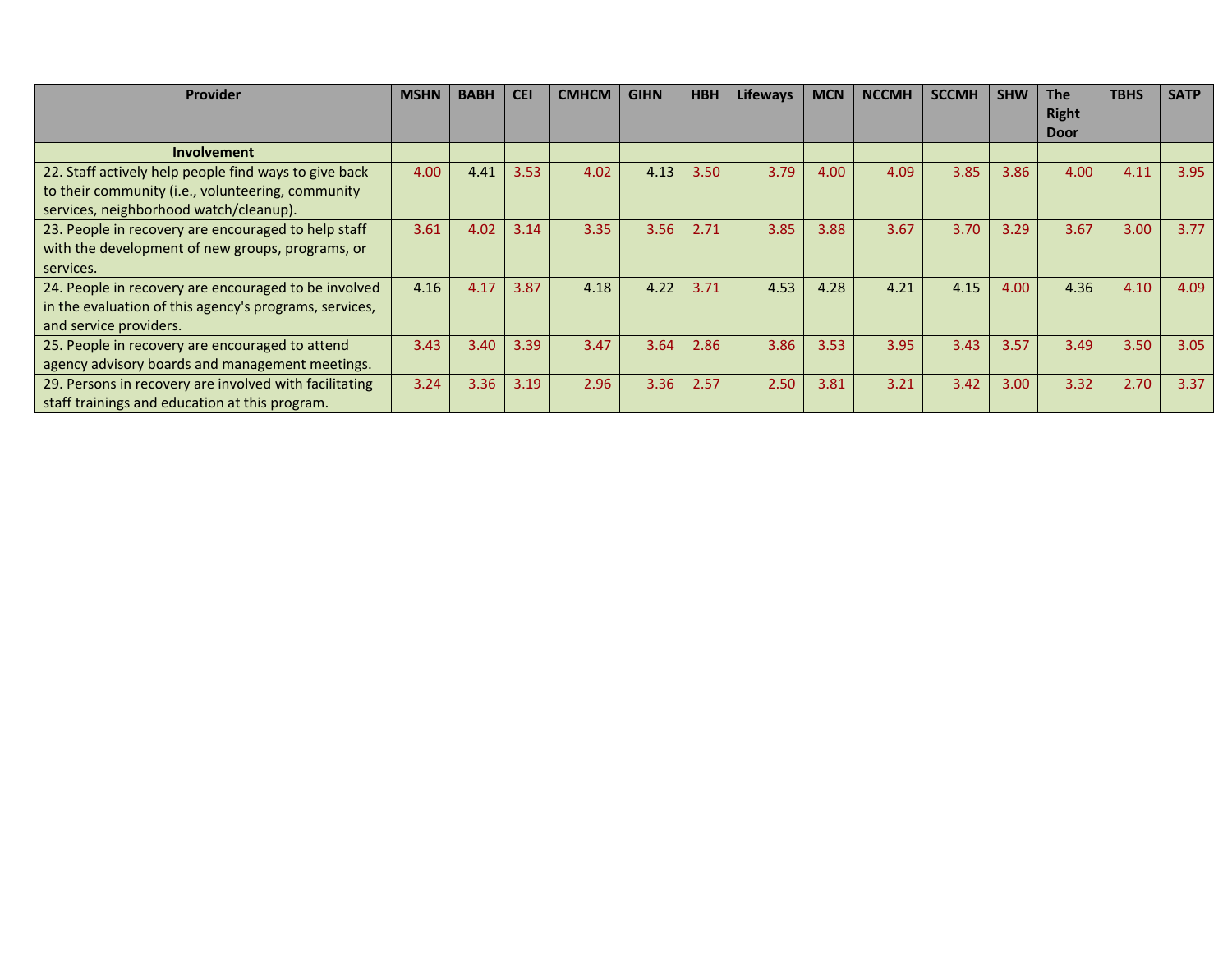| Provider | MSHN | BABH | CEI | CMHCM | GIHN | HBH | Lifeways | MCN | NCCMH | SCCMH | SHW | The Right Door | TBHS | SATP |
|---|---|---|---|---|---|---|---|---|---|---|---|---|---|---|
| **Involvement** | | | | | | | | | | | | | | |
| 22. Staff actively help people find ways to give back to their community (i.e., volunteering, community services, neighborhood watch/cleanup). | 4.00 | 4.41 | 3.53 | 4.02 | 4.13 | 3.50 | 3.79 | 4.00 | 4.09 | 3.85 | 3.86 | 4.00 | 4.11 | 3.95 |
| 23. People in recovery are encouraged to help staff with the development of new groups, programs, or services. | 3.61 | 4.02 | 3.14 | 3.35 | 3.56 | 2.71 | 3.85 | 3.88 | 3.67 | 3.70 | 3.29 | 3.67 | 3.00 | 3.77 |
| 24. People in recovery are encouraged to be involved in the evaluation of this agency's programs, services, and service providers. | 4.16 | 4.17 | 3.87 | 4.18 | 4.22 | 3.71 | 4.53 | 4.28 | 4.21 | 4.15 | 4.00 | 4.36 | 4.10 | 4.09 |
| 25. People in recovery are encouraged to attend agency advisory boards and management meetings. | 3.43 | 3.40 | 3.39 | 3.47 | 3.64 | 2.86 | 3.86 | 3.53 | 3.95 | 3.43 | 3.57 | 3.49 | 3.50 | 3.05 |
| 29. Persons in recovery are involved with facilitating staff trainings and education at this program. | 3.24 | 3.36 | 3.19 | 2.96 | 3.36 | 2.57 | 2.50 | 3.81 | 3.21 | 3.42 | 3.00 | 3.32 | 2.70 | 3.37 |